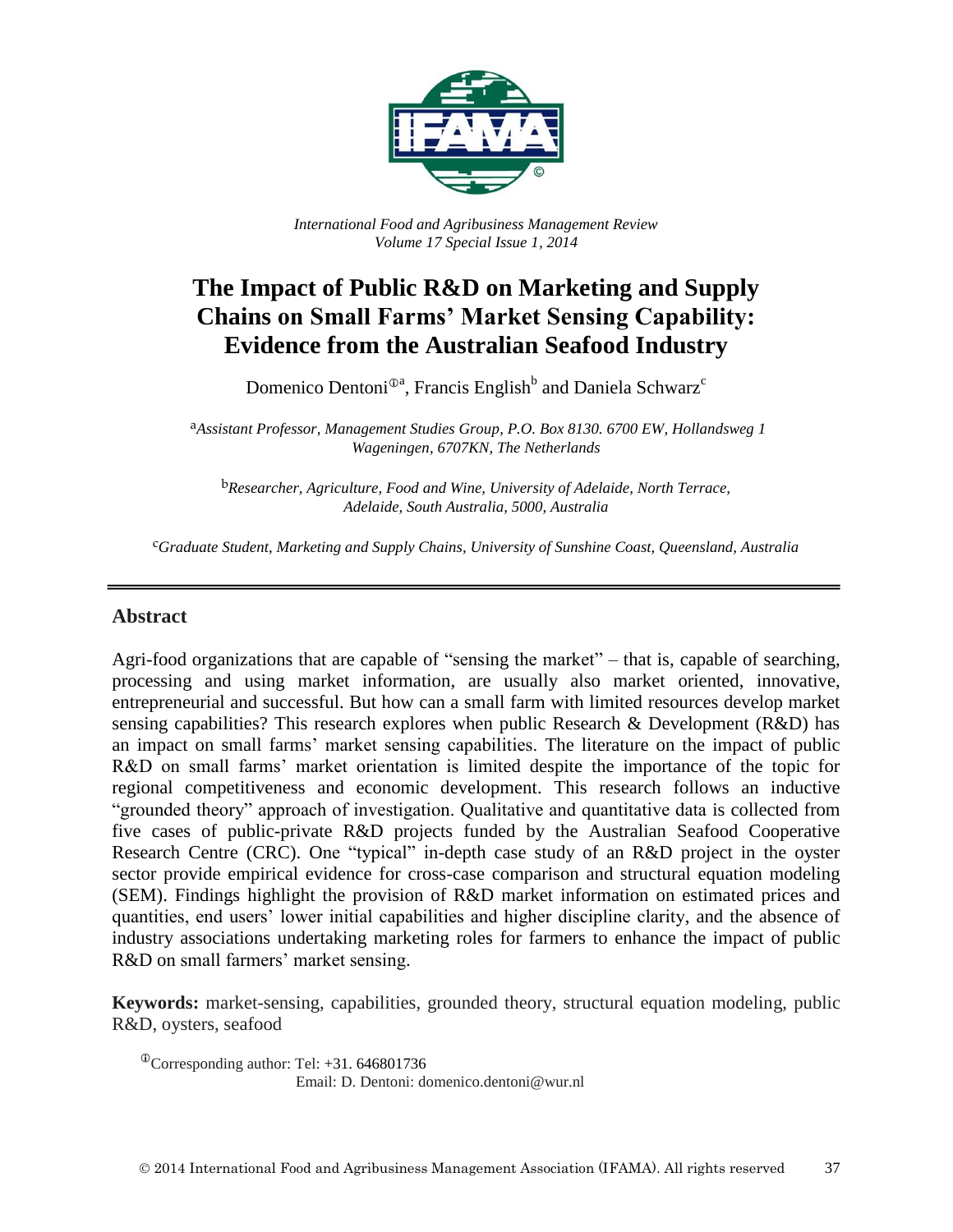*International Food and Agribusiness Management Review*
*Volume 17 Special Issue 1, 2014*

# The Impact of Public R&D on Marketing and Supply Chains on Small Farms' Market Sensing Capability: Evidence from the Australian Seafood Industry

Domenico Dentoni[ⓡa], Francis English[b] and Daniela Schwarz[c]

[a] *Assistant Professor, Management Studies Group, P.O. Box 8130. 6700 EW, Hollandsweg 1 Wageningen, 6707KN, The Netherlands*

[b] *Researcher, Agriculture, Food and Wine, University of Adelaide, North Terrace, Adelaide, South Australia, 5000, Australia*

[c] *Graduate Student, Marketing and Supply Chains, University of Sunshine Coast, Queensland, Australia*

## Abstract

Agri-food organizations that are capable of "sensing the market" – that is, capable of searching, processing and using market information, are usually also market oriented, innovative, entrepreneurial and successful. But how can a small farm with limited resources develop market sensing capabilities? This research explores when public Research & Development (R&D) has an impact on small farms' market sensing capabilities. The literature on the impact of public R&D on small farms' market orientation is limited despite the importance of the topic for regional competitiveness and economic development. This research follows an inductive "grounded theory" approach of investigation. Qualitative and quantitative data is collected from five cases of public-private R&D projects funded by the Australian Seafood Cooperative Research Centre (CRC). One "typical" in-depth case study of an R&D project in the oyster sector provide empirical evidence for cross-case comparison and structural equation modeling (SEM). Findings highlight the provision of R&D market information on estimated prices and quantities, end users' lower initial capabilities and higher discipline clarity, and the absence of industry associations undertaking marketing roles for farmers to enhance the impact of public R&D on small farmers' market sensing.

**Keywords:** market-sensing, capabilities, grounded theory, structural equation modeling, public R&D, oysters, seafood

[ⓡ] Corresponding author: Tel: +31. 646801736
Email: D. Dentoni: domenico.dentoni@wur.nl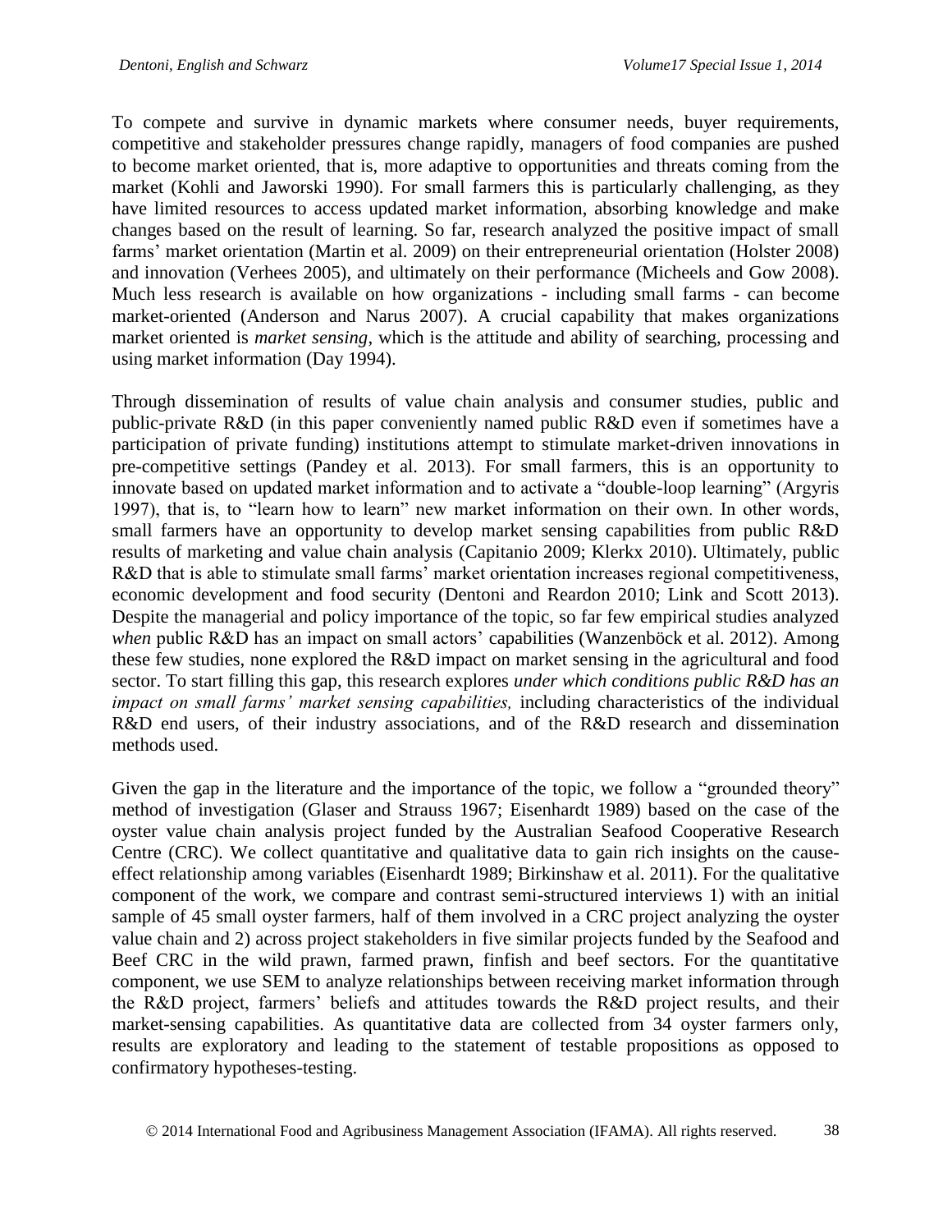To compete and survive in dynamic markets where consumer needs, buyer requirements, competitive and stakeholder pressures change rapidly, managers of food companies are pushed to become market oriented, that is, more adaptive to opportunities and threats coming from the market (Kohli and Jaworski 1990). For small farmers this is particularly challenging, as they have limited resources to access updated market information, absorbing knowledge and make changes based on the result of learning. So far, research analyzed the positive impact of small farms' market orientation (Martin et al. 2009) on their entrepreneurial orientation (Holster 2008) and innovation (Verhees 2005), and ultimately on their performance (Micheels and Gow 2008). Much less research is available on how organizations - including small farms - can become market-oriented (Anderson and Narus 2007). A crucial capability that makes organizations market oriented is *market sensing*, which is the attitude and ability of searching, processing and using market information (Day 1994).

Through dissemination of results of value chain analysis and consumer studies, public and public-private R&D (in this paper conveniently named public R&D even if sometimes have a participation of private funding) institutions attempt to stimulate market-driven innovations in pre-competitive settings (Pandey et al. 2013). For small farmers, this is an opportunity to innovate based on updated market information and to activate a "double-loop learning" (Argyris 1997), that is, to "learn how to learn" new market information on their own. In other words, small farmers have an opportunity to develop market sensing capabilities from public R&D results of marketing and value chain analysis (Capitanio 2009; Klerkx 2010). Ultimately, public R&D that is able to stimulate small farms' market orientation increases regional competitiveness, economic development and food security (Dentoni and Reardon 2010; Link and Scott 2013). Despite the managerial and policy importance of the topic, so far few empirical studies analyzed *when* public R&D has an impact on small actors' capabilities (Wanzenböck et al. 2012). Among these few studies, none explored the R&D impact on market sensing in the agricultural and food sector. To start filling this gap, this research explores *under which conditions public R&D has an impact on small farms' market sensing capabilities,* including characteristics of the individual R&D end users, of their industry associations, and of the R&D research and dissemination methods used.

Given the gap in the literature and the importance of the topic, we follow a "grounded theory" method of investigation (Glaser and Strauss 1967; Eisenhardt 1989) based on the case of the oyster value chain analysis project funded by the Australian Seafood Cooperative Research Centre (CRC). We collect quantitative and qualitative data to gain rich insights on the cause-effect relationship among variables (Eisenhardt 1989; Birkinshaw et al. 2011). For the qualitative component of the work, we compare and contrast semi-structured interviews 1) with an initial sample of 45 small oyster farmers, half of them involved in a CRC project analyzing the oyster value chain and 2) across project stakeholders in five similar projects funded by the Seafood and Beef CRC in the wild prawn, farmed prawn, finfish and beef sectors. For the quantitative component, we use SEM to analyze relationships between receiving market information through the R&D project, farmers' beliefs and attitudes towards the R&D project results, and their market-sensing capabilities. As quantitative data are collected from 34 oyster farmers only, results are exploratory and leading to the statement of testable propositions as opposed to confirmatory hypotheses-testing.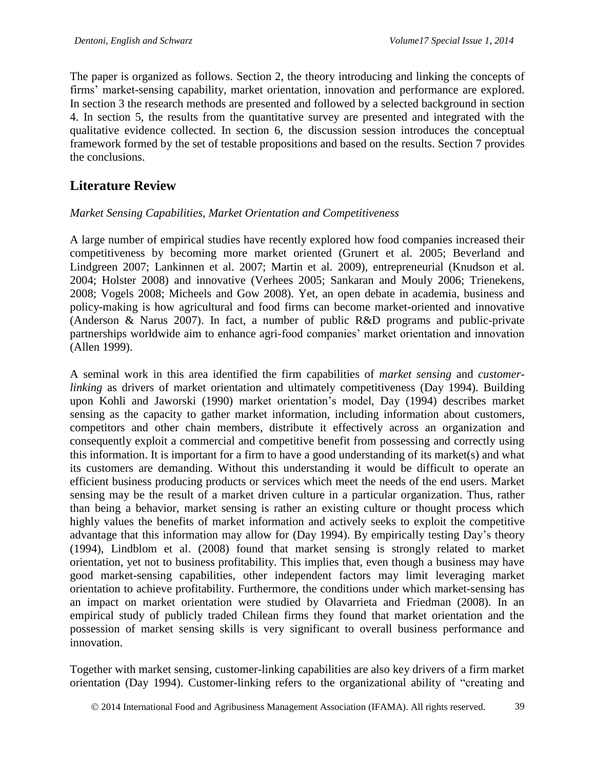The paper is organized as follows. Section 2, the theory introducing and linking the concepts of firms' market-sensing capability, market orientation, innovation and performance are explored. In section 3 the research methods are presented and followed by a selected background in section 4. In section 5, the results from the quantitative survey are presented and integrated with the qualitative evidence collected. In section 6, the discussion session introduces the conceptual framework formed by the set of testable propositions and based on the results. Section 7 provides the conclusions.

## Literature Review

*Market Sensing Capabilities, Market Orientation and Competitiveness*

A large number of empirical studies have recently explored how food companies increased their competitiveness by becoming more market oriented (Grunert et al. 2005; Beverland and Lindgreen 2007; Lankinnen et al. 2007; Martin et al. 2009), entrepreneurial (Knudson et al. 2004; Holster 2008) and innovative (Verhees 2005; Sankaran and Mouly 2006; Trienekens, 2008; Vogels 2008; Micheels and Gow 2008). Yet, an open debate in academia, business and policy-making is how agricultural and food firms can become market-oriented and innovative (Anderson & Narus 2007). In fact, a number of public R&D programs and public-private partnerships worldwide aim to enhance agri-food companies' market orientation and innovation (Allen 1999).

A seminal work in this area identified the firm capabilities of *market sensing* and *customer-linking* as drivers of market orientation and ultimately competitiveness (Day 1994). Building upon Kohli and Jaworski (1990) market orientation's model, Day (1994) describes market sensing as the capacity to gather market information, including information about customers, competitors and other chain members, distribute it effectively across an organization and consequently exploit a commercial and competitive benefit from possessing and correctly using this information. It is important for a firm to have a good understanding of its market(s) and what its customers are demanding. Without this understanding it would be difficult to operate an efficient business producing products or services which meet the needs of the end users. Market sensing may be the result of a market driven culture in a particular organization. Thus, rather than being a behavior, market sensing is rather an existing culture or thought process which highly values the benefits of market information and actively seeks to exploit the competitive advantage that this information may allow for (Day 1994). By empirically testing Day's theory (1994), Lindblom et al. (2008) found that market sensing is strongly related to market orientation, yet not to business profitability. This implies that, even though a business may have good market-sensing capabilities, other independent factors may limit leveraging market orientation to achieve profitability. Furthermore, the conditions under which market-sensing has an impact on market orientation were studied by Olavarrieta and Friedman (2008). In an empirical study of publicly traded Chilean firms they found that market orientation and the possession of market sensing skills is very significant to overall business performance and innovation.

Together with market sensing, customer-linking capabilities are also key drivers of a firm market orientation (Day 1994). Customer-linking refers to the organizational ability of "creating and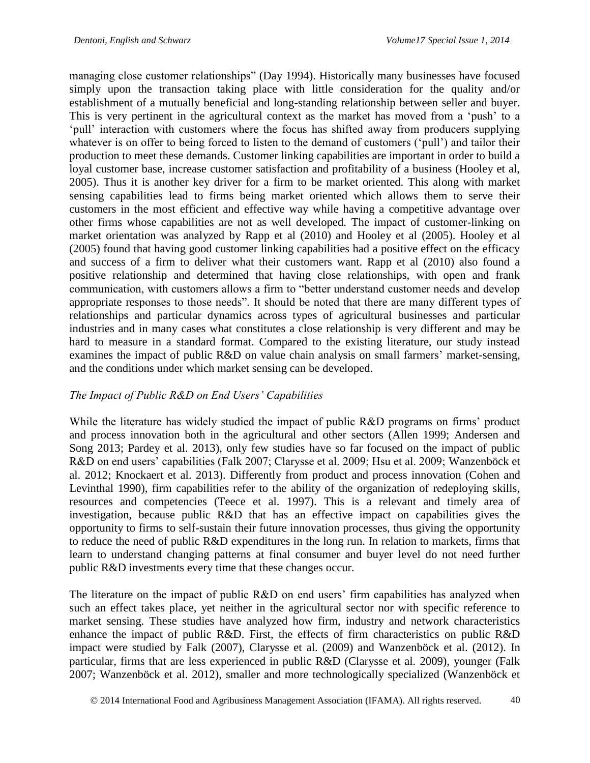managing close customer relationships" (Day 1994). Historically many businesses have focused simply upon the transaction taking place with little consideration for the quality and/or establishment of a mutually beneficial and long-standing relationship between seller and buyer. This is very pertinent in the agricultural context as the market has moved from a 'push' to a 'pull' interaction with customers where the focus has shifted away from producers supplying whatever is on offer to being forced to listen to the demand of customers ('pull') and tailor their production to meet these demands. Customer linking capabilities are important in order to build a loyal customer base, increase customer satisfaction and profitability of a business (Hooley et al, 2005). Thus it is another key driver for a firm to be market oriented. This along with market sensing capabilities lead to firms being market oriented which allows them to serve their customers in the most efficient and effective way while having a competitive advantage over other firms whose capabilities are not as well developed. The impact of customer-linking on market orientation was analyzed by Rapp et al (2010) and Hooley et al (2005). Hooley et al (2005) found that having good customer linking capabilities had a positive effect on the efficacy and success of a firm to deliver what their customers want. Rapp et al (2010) also found a positive relationship and determined that having close relationships, with open and frank communication, with customers allows a firm to "better understand customer needs and develop appropriate responses to those needs". It should be noted that there are many different types of relationships and particular dynamics across types of agricultural businesses and particular industries and in many cases what constitutes a close relationship is very different and may be hard to measure in a standard format. Compared to the existing literature, our study instead examines the impact of public R&D on value chain analysis on small farmers' market-sensing, and the conditions under which market sensing can be developed.

*The Impact of Public R&D on End Users' Capabilities*

While the literature has widely studied the impact of public R&D programs on firms' product and process innovation both in the agricultural and other sectors (Allen 1999; Andersen and Song 2013; Pardey et al. 2013), only few studies have so far focused on the impact of public R&D on end users' capabilities (Falk 2007; Clarysse et al. 2009; Hsu et al. 2009; Wanzenböck et al. 2012; Knockaert et al. 2013). Differently from product and process innovation (Cohen and Levinthal 1990), firm capabilities refer to the ability of the organization of redeploying skills, resources and competencies (Teece et al. 1997). This is a relevant and timely area of investigation, because public R&D that has an effective impact on capabilities gives the opportunity to firms to self-sustain their future innovation processes, thus giving the opportunity to reduce the need of public R&D expenditures in the long run. In relation to markets, firms that learn to understand changing patterns at final consumer and buyer level do not need further public R&D investments every time that these changes occur.

The literature on the impact of public R&D on end users' firm capabilities has analyzed when such an effect takes place, yet neither in the agricultural sector nor with specific reference to market sensing. These studies have analyzed how firm, industry and network characteristics enhance the impact of public R&D. First, the effects of firm characteristics on public R&D impact were studied by Falk (2007), Clarysse et al. (2009) and Wanzenböck et al. (2012). In particular, firms that are less experienced in public R&D (Clarysse et al. 2009), younger (Falk 2007; Wanzenböck et al. 2012), smaller and more technologically specialized (Wanzenböck et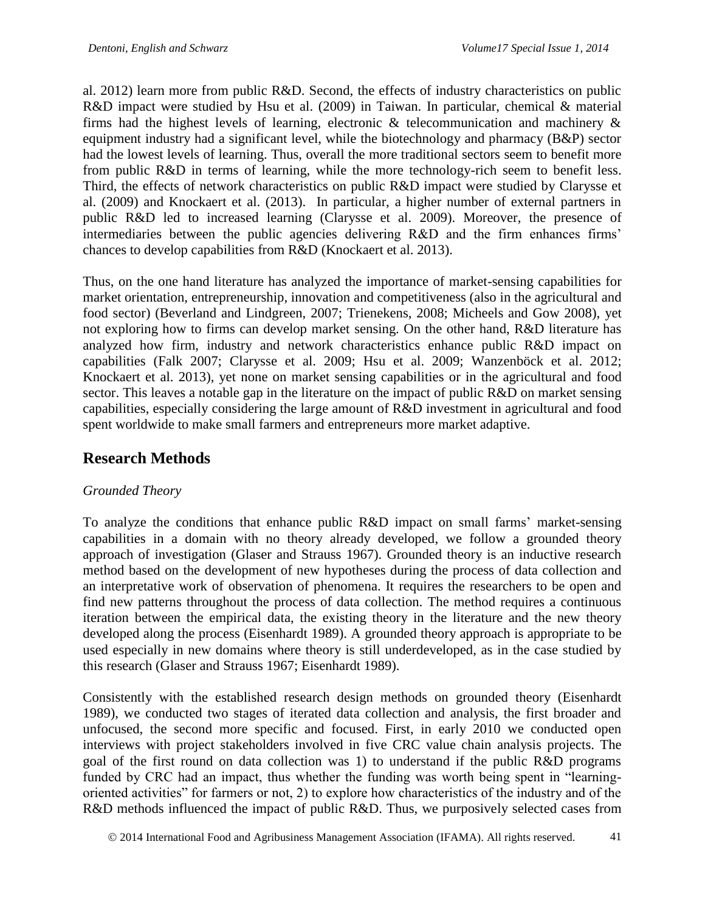al. 2012) learn more from public R&D. Second, the effects of industry characteristics on public R&D impact were studied by Hsu et al. (2009) in Taiwan. In particular, chemical & material firms had the highest levels of learning, electronic & telecommunication and machinery & equipment industry had a significant level, while the biotechnology and pharmacy (B&P) sector had the lowest levels of learning. Thus, overall the more traditional sectors seem to benefit more from public R&D in terms of learning, while the more technology-rich seem to benefit less. Third, the effects of network characteristics on public R&D impact were studied by Clarysse et al. (2009) and Knockaert et al. (2013). In particular, a higher number of external partners in public R&D led to increased learning (Clarysse et al. 2009). Moreover, the presence of intermediaries between the public agencies delivering R&D and the firm enhances firms' chances to develop capabilities from R&D (Knockaert et al. 2013).

Thus, on the one hand literature has analyzed the importance of market-sensing capabilities for market orientation, entrepreneurship, innovation and competitiveness (also in the agricultural and food sector) (Beverland and Lindgreen, 2007; Trienekens, 2008; Micheels and Gow 2008), yet not exploring how to firms can develop market sensing. On the other hand, R&D literature has analyzed how firm, industry and network characteristics enhance public R&D impact on capabilities (Falk 2007; Clarysse et al. 2009; Hsu et al. 2009; Wanzenböck et al. 2012; Knockaert et al. 2013), yet none on market sensing capabilities or in the agricultural and food sector. This leaves a notable gap in the literature on the impact of public R&D on market sensing capabilities, especially considering the large amount of R&D investment in agricultural and food spent worldwide to make small farmers and entrepreneurs more market adaptive.

## Research Methods

*Grounded Theory*

To analyze the conditions that enhance public R&D impact on small farms' market-sensing capabilities in a domain with no theory already developed, we follow a grounded theory approach of investigation (Glaser and Strauss 1967). Grounded theory is an inductive research method based on the development of new hypotheses during the process of data collection and an interpretative work of observation of phenomena. It requires the researchers to be open and find new patterns throughout the process of data collection. The method requires a continuous iteration between the empirical data, the existing theory in the literature and the new theory developed along the process (Eisenhardt 1989). A grounded theory approach is appropriate to be used especially in new domains where theory is still underdeveloped, as in the case studied by this research (Glaser and Strauss 1967; Eisenhardt 1989).

Consistently with the established research design methods on grounded theory (Eisenhardt 1989), we conducted two stages of iterated data collection and analysis, the first broader and unfocused, the second more specific and focused. First, in early 2010 we conducted open interviews with project stakeholders involved in five CRC value chain analysis projects. The goal of the first round on data collection was 1) to understand if the public R&D programs funded by CRC had an impact, thus whether the funding was worth being spent in "learning-oriented activities" for farmers or not, 2) to explore how characteristics of the industry and of the R&D methods influenced the impact of public R&D. Thus, we purposively selected cases from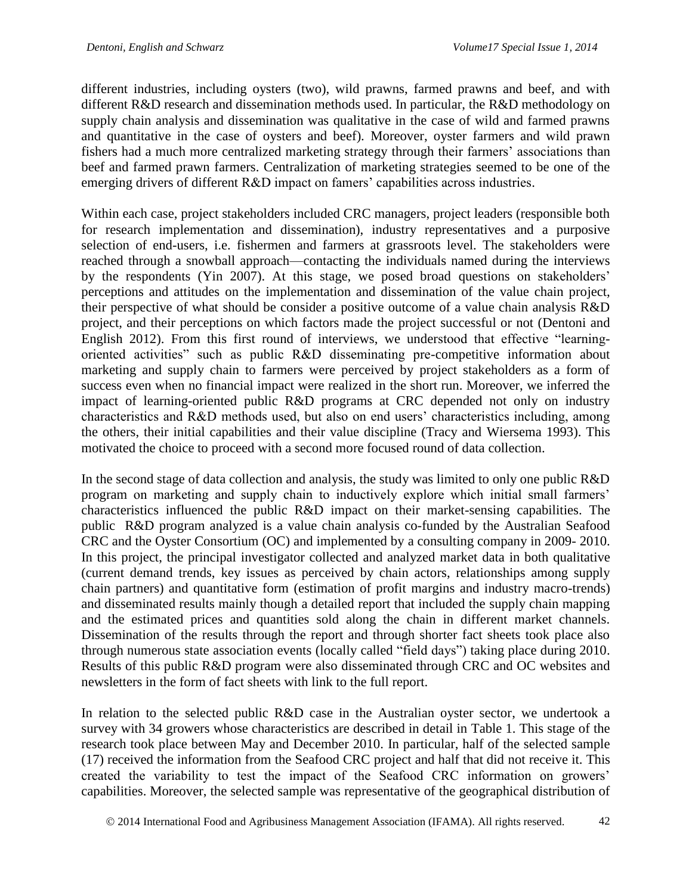different industries, including oysters (two), wild prawns, farmed prawns and beef, and with different R&D research and dissemination methods used. In particular, the R&D methodology on supply chain analysis and dissemination was qualitative in the case of wild and farmed prawns and quantitative in the case of oysters and beef). Moreover, oyster farmers and wild prawn fishers had a much more centralized marketing strategy through their farmers' associations than beef and farmed prawn farmers. Centralization of marketing strategies seemed to be one of the emerging drivers of different R&D impact on famers' capabilities across industries.

Within each case, project stakeholders included CRC managers, project leaders (responsible both for research implementation and dissemination), industry representatives and a purposive selection of end-users, i.e. fishermen and farmers at grassroots level. The stakeholders were reached through a snowball approach—contacting the individuals named during the interviews by the respondents (Yin 2007). At this stage, we posed broad questions on stakeholders' perceptions and attitudes on the implementation and dissemination of the value chain project, their perspective of what should be consider a positive outcome of a value chain analysis R&D project, and their perceptions on which factors made the project successful or not (Dentoni and English 2012). From this first round of interviews, we understood that effective "learning-oriented activities" such as public R&D disseminating pre-competitive information about marketing and supply chain to farmers were perceived by project stakeholders as a form of success even when no financial impact were realized in the short run. Moreover, we inferred the impact of learning-oriented public R&D programs at CRC depended not only on industry characteristics and R&D methods used, but also on end users' characteristics including, among the others, their initial capabilities and their value discipline (Tracy and Wiersema 1993). This motivated the choice to proceed with a second more focused round of data collection.

In the second stage of data collection and analysis, the study was limited to only one public R&D program on marketing and supply chain to inductively explore which initial small farmers' characteristics influenced the public R&D impact on their market-sensing capabilities. The public R&D program analyzed is a value chain analysis co-funded by the Australian Seafood CRC and the Oyster Consortium (OC) and implemented by a consulting company in 2009- 2010. In this project, the principal investigator collected and analyzed market data in both qualitative (current demand trends, key issues as perceived by chain actors, relationships among supply chain partners) and quantitative form (estimation of profit margins and industry macro-trends) and disseminated results mainly though a detailed report that included the supply chain mapping and the estimated prices and quantities sold along the chain in different market channels. Dissemination of the results through the report and through shorter fact sheets took place also through numerous state association events (locally called "field days") taking place during 2010. Results of this public R&D program were also disseminated through CRC and OC websites and newsletters in the form of fact sheets with link to the full report.

In relation to the selected public R&D case in the Australian oyster sector, we undertook a survey with 34 growers whose characteristics are described in detail in Table 1. This stage of the research took place between May and December 2010. In particular, half of the selected sample (17) received the information from the Seafood CRC project and half that did not receive it. This created the variability to test the impact of the Seafood CRC information on growers' capabilities. Moreover, the selected sample was representative of the geographical distribution of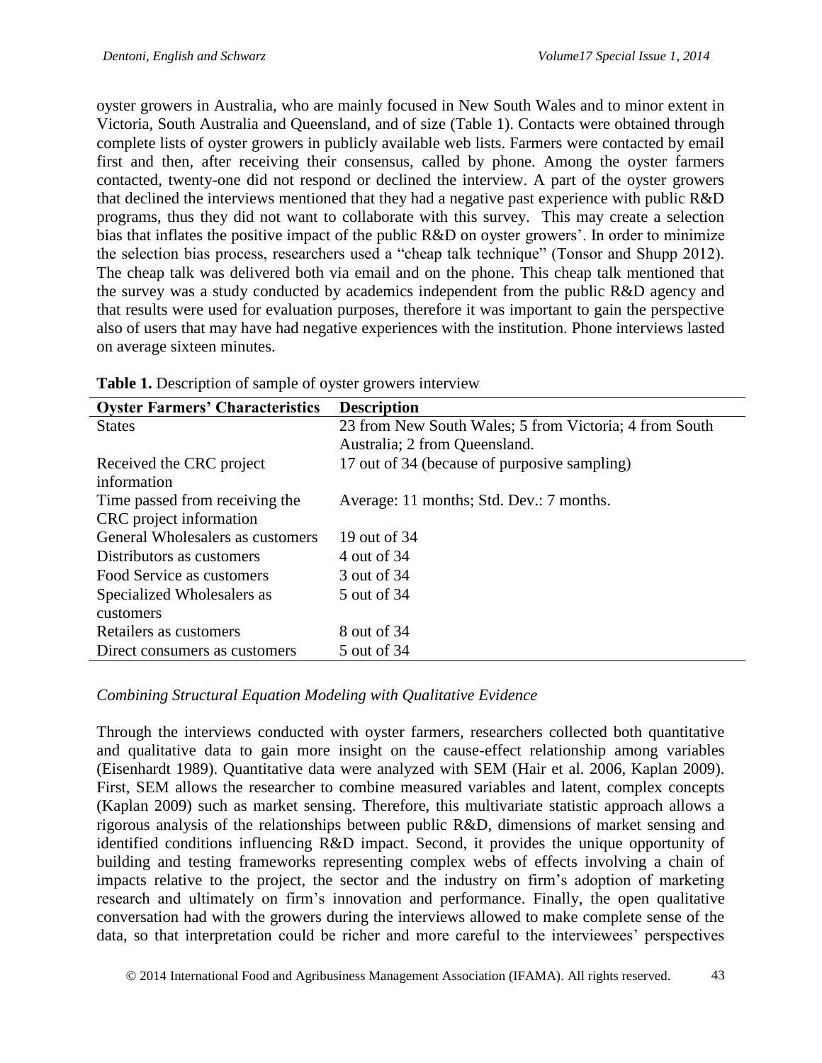oyster growers in Australia, who are mainly focused in New South Wales and to minor extent in Victoria, South Australia and Queensland, and of size (Table 1). Contacts were obtained through complete lists of oyster growers in publicly available web lists. Farmers were contacted by email first and then, after receiving their consensus, called by phone. Among the oyster farmers contacted, twenty-one did not respond or declined the interview. A part of the oyster growers that declined the interviews mentioned that they had a negative past experience with public R&D programs, thus they did not want to collaborate with this survey. This may create a selection bias that inflates the positive impact of the public R&D on oyster growers'. In order to minimize the selection bias process, researchers used a "cheap talk technique" (Tonsor and Shupp 2012). The cheap talk was delivered both via email and on the phone. This cheap talk mentioned that the survey was a study conducted by academics independent from the public R&D agency and that results were used for evaluation purposes, therefore it was important to gain the perspective also of users that may have had negative experiences with the institution. Phone interviews lasted on average sixteen minutes.

**Table 1.** Description of sample of oyster growers interview

| Oyster Farmers' Characteristics | Description |
|---|---|
| States | 23 from New South Wales; 5 from Victoria; 4 from South Australia; 2 from Queensland. |
| Received the CRC project information | 17 out of 34 (because of purposive sampling) |
| Time passed from receiving the CRC project information | Average: 11 months; Std. Dev.: 7 months. |
| General Wholesalers as customers | 19 out of 34 |
| Distributors as customers | 4 out of 34 |
| Food Service as customers | 3 out of 34 |
| Specialized Wholesalers as customers | 5 out of 34 |
| Retailers as customers | 8 out of 34 |
| Direct consumers as customers | 5 out of 34 |

*Combining Structural Equation Modeling with Qualitative Evidence*

Through the interviews conducted with oyster farmers, researchers collected both quantitative and qualitative data to gain more insight on the cause-effect relationship among variables (Eisenhardt 1989). Quantitative data were analyzed with SEM (Hair et al. 2006, Kaplan 2009). First, SEM allows the researcher to combine measured variables and latent, complex concepts (Kaplan 2009) such as market sensing. Therefore, this multivariate statistic approach allows a rigorous analysis of the relationships between public R&D, dimensions of market sensing and identified conditions influencing R&D impact. Second, it provides the unique opportunity of building and testing frameworks representing complex webs of effects involving a chain of impacts relative to the project, the sector and the industry on firm's adoption of marketing research and ultimately on firm's innovation and performance. Finally, the open qualitative conversation had with the growers during the interviews allowed to make complete sense of the data, so that interpretation could be richer and more careful to the interviewees' perspectives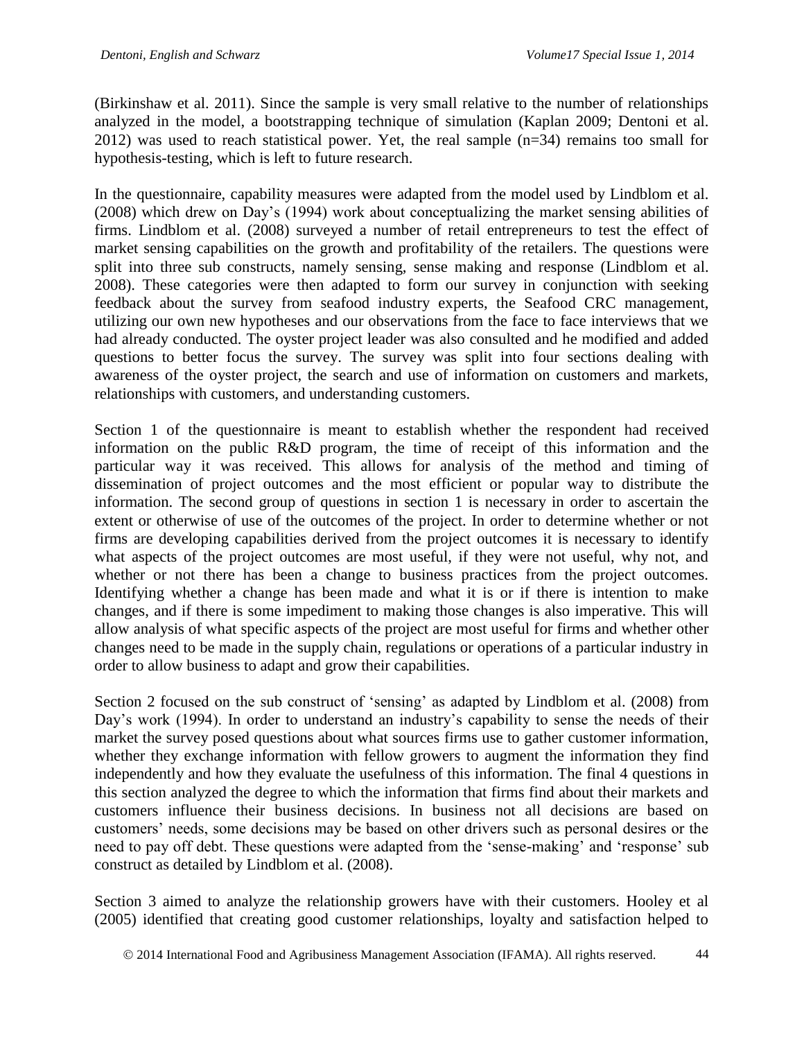(Birkinshaw et al. 2011). Since the sample is very small relative to the number of relationships analyzed in the model, a bootstrapping technique of simulation (Kaplan 2009; Dentoni et al. 2012) was used to reach statistical power. Yet, the real sample (n=34) remains too small for hypothesis-testing, which is left to future research.

In the questionnaire, capability measures were adapted from the model used by Lindblom et al. (2008) which drew on Day's (1994) work about conceptualizing the market sensing abilities of firms. Lindblom et al. (2008) surveyed a number of retail entrepreneurs to test the effect of market sensing capabilities on the growth and profitability of the retailers. The questions were split into three sub constructs, namely sensing, sense making and response (Lindblom et al. 2008). These categories were then adapted to form our survey in conjunction with seeking feedback about the survey from seafood industry experts, the Seafood CRC management, utilizing our own new hypotheses and our observations from the face to face interviews that we had already conducted. The oyster project leader was also consulted and he modified and added questions to better focus the survey. The survey was split into four sections dealing with awareness of the oyster project, the search and use of information on customers and markets, relationships with customers, and understanding customers.

Section 1 of the questionnaire is meant to establish whether the respondent had received information on the public R&D program, the time of receipt of this information and the particular way it was received. This allows for analysis of the method and timing of dissemination of project outcomes and the most efficient or popular way to distribute the information. The second group of questions in section 1 is necessary in order to ascertain the extent or otherwise of use of the outcomes of the project. In order to determine whether or not firms are developing capabilities derived from the project outcomes it is necessary to identify what aspects of the project outcomes are most useful, if they were not useful, why not, and whether or not there has been a change to business practices from the project outcomes. Identifying whether a change has been made and what it is or if there is intention to make changes, and if there is some impediment to making those changes is also imperative. This will allow analysis of what specific aspects of the project are most useful for firms and whether other changes need to be made in the supply chain, regulations or operations of a particular industry in order to allow business to adapt and grow their capabilities.

Section 2 focused on the sub construct of 'sensing' as adapted by Lindblom et al. (2008) from Day's work (1994). In order to understand an industry's capability to sense the needs of their market the survey posed questions about what sources firms use to gather customer information, whether they exchange information with fellow growers to augment the information they find independently and how they evaluate the usefulness of this information. The final 4 questions in this section analyzed the degree to which the information that firms find about their markets and customers influence their business decisions. In business not all decisions are based on customers' needs, some decisions may be based on other drivers such as personal desires or the need to pay off debt. These questions were adapted from the 'sense-making' and 'response' sub construct as detailed by Lindblom et al. (2008).

Section 3 aimed to analyze the relationship growers have with their customers. Hooley et al (2005) identified that creating good customer relationships, loyalty and satisfaction helped to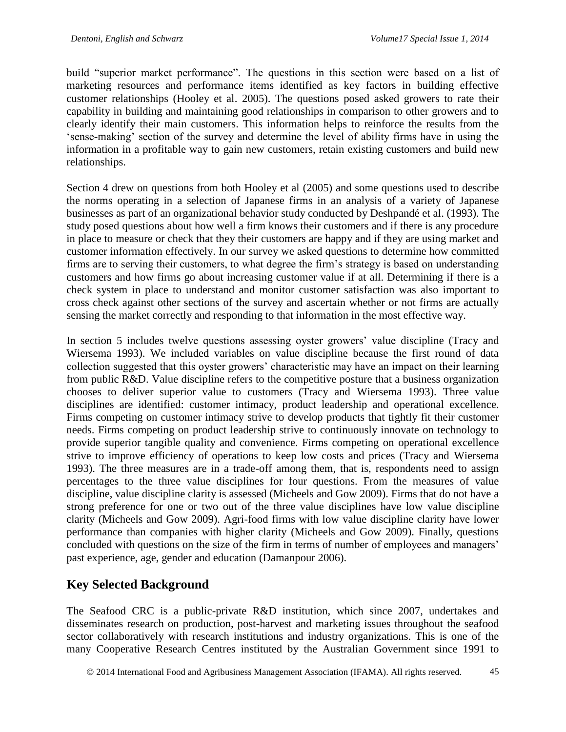build "superior market performance". The questions in this section were based on a list of marketing resources and performance items identified as key factors in building effective customer relationships (Hooley et al. 2005). The questions posed asked growers to rate their capability in building and maintaining good relationships in comparison to other growers and to clearly identify their main customers. This information helps to reinforce the results from the 'sense-making' section of the survey and determine the level of ability firms have in using the information in a profitable way to gain new customers, retain existing customers and build new relationships.

Section 4 drew on questions from both Hooley et al (2005) and some questions used to describe the norms operating in a selection of Japanese firms in an analysis of a variety of Japanese businesses as part of an organizational behavior study conducted by Deshpandé et al. (1993). The study posed questions about how well a firm knows their customers and if there is any procedure in place to measure or check that they their customers are happy and if they are using market and customer information effectively. In our survey we asked questions to determine how committed firms are to serving their customers, to what degree the firm's strategy is based on understanding customers and how firms go about increasing customer value if at all. Determining if there is a check system in place to understand and monitor customer satisfaction was also important to cross check against other sections of the survey and ascertain whether or not firms are actually sensing the market correctly and responding to that information in the most effective way.

In section 5 includes twelve questions assessing oyster growers' value discipline (Tracy and Wiersema 1993). We included variables on value discipline because the first round of data collection suggested that this oyster growers' characteristic may have an impact on their learning from public R&D. Value discipline refers to the competitive posture that a business organization chooses to deliver superior value to customers (Tracy and Wiersema 1993). Three value disciplines are identified: customer intimacy, product leadership and operational excellence. Firms competing on customer intimacy strive to develop products that tightly fit their customer needs. Firms competing on product leadership strive to continuously innovate on technology to provide superior tangible quality and convenience. Firms competing on operational excellence strive to improve efficiency of operations to keep low costs and prices (Tracy and Wiersema 1993). The three measures are in a trade-off among them, that is, respondents need to assign percentages to the three value disciplines for four questions. From the measures of value discipline, value discipline clarity is assessed (Micheels and Gow 2009). Firms that do not have a strong preference for one or two out of the three value disciplines have low value discipline clarity (Micheels and Gow 2009). Agri-food firms with low value discipline clarity have lower performance than companies with higher clarity (Micheels and Gow 2009). Finally, questions concluded with questions on the size of the firm in terms of number of employees and managers' past experience, age, gender and education (Damanpour 2006).

## Key Selected Background

The Seafood CRC is a public-private R&D institution, which since 2007, undertakes and disseminates research on production, post-harvest and marketing issues throughout the seafood sector collaboratively with research institutions and industry organizations. This is one of the many Cooperative Research Centres instituted by the Australian Government since 1991 to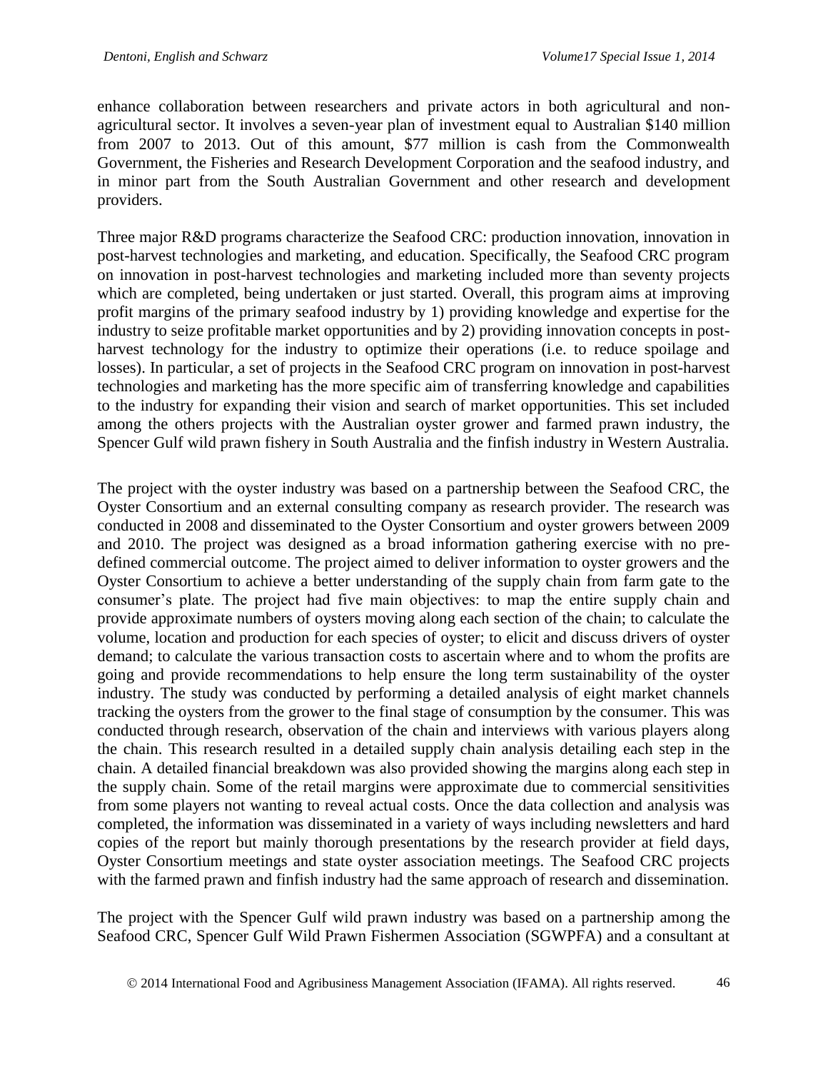enhance collaboration between researchers and private actors in both agricultural and non-agricultural sector. It involves a seven-year plan of investment equal to Australian $140 million from 2007 to 2013. Out of this amount, $77 million is cash from the Commonwealth Government, the Fisheries and Research Development Corporation and the seafood industry, and in minor part from the South Australian Government and other research and development providers.

Three major R&D programs characterize the Seafood CRC: production innovation, innovation in post-harvest technologies and marketing, and education. Specifically, the Seafood CRC program on innovation in post-harvest technologies and marketing included more than seventy projects which are completed, being undertaken or just started. Overall, this program aims at improving profit margins of the primary seafood industry by 1) providing knowledge and expertise for the industry to seize profitable market opportunities and by 2) providing innovation concepts in post-harvest technology for the industry to optimize their operations (i.e. to reduce spoilage and losses). In particular, a set of projects in the Seafood CRC program on innovation in post-harvest technologies and marketing has the more specific aim of transferring knowledge and capabilities to the industry for expanding their vision and search of market opportunities. This set included among the others projects with the Australian oyster grower and farmed prawn industry, the Spencer Gulf wild prawn fishery in South Australia and the finfish industry in Western Australia.

The project with the oyster industry was based on a partnership between the Seafood CRC, the Oyster Consortium and an external consulting company as research provider. The research was conducted in 2008 and disseminated to the Oyster Consortium and oyster growers between 2009 and 2010. The project was designed as a broad information gathering exercise with no pre-defined commercial outcome. The project aimed to deliver information to oyster growers and the Oyster Consortium to achieve a better understanding of the supply chain from farm gate to the consumer's plate. The project had five main objectives: to map the entire supply chain and provide approximate numbers of oysters moving along each section of the chain; to calculate the volume, location and production for each species of oyster; to elicit and discuss drivers of oyster demand; to calculate the various transaction costs to ascertain where and to whom the profits are going and provide recommendations to help ensure the long term sustainability of the oyster industry. The study was conducted by performing a detailed analysis of eight market channels tracking the oysters from the grower to the final stage of consumption by the consumer. This was conducted through research, observation of the chain and interviews with various players along the chain. This research resulted in a detailed supply chain analysis detailing each step in the chain. A detailed financial breakdown was also provided showing the margins along each step in the supply chain. Some of the retail margins were approximate due to commercial sensitivities from some players not wanting to reveal actual costs. Once the data collection and analysis was completed, the information was disseminated in a variety of ways including newsletters and hard copies of the report but mainly thorough presentations by the research provider at field days, Oyster Consortium meetings and state oyster association meetings. The Seafood CRC projects with the farmed prawn and finfish industry had the same approach of research and dissemination.

The project with the Spencer Gulf wild prawn industry was based on a partnership among the Seafood CRC, Spencer Gulf Wild Prawn Fishermen Association (SGWPFA) and a consultant at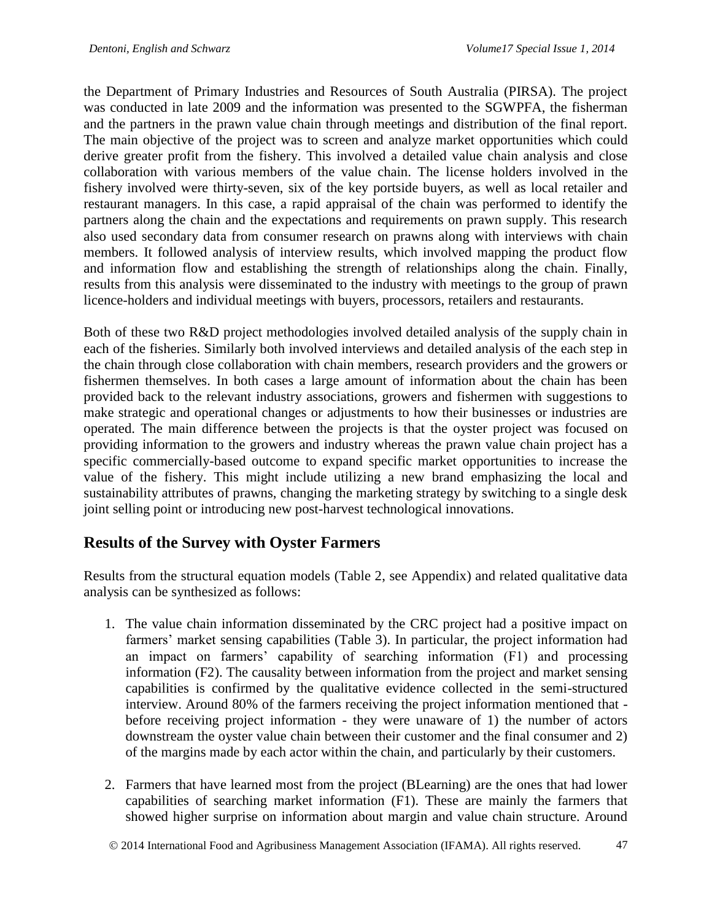the Department of Primary Industries and Resources of South Australia (PIRSA). The project was conducted in late 2009 and the information was presented to the SGWPFA, the fisherman and the partners in the prawn value chain through meetings and distribution of the final report. The main objective of the project was to screen and analyze market opportunities which could derive greater profit from the fishery. This involved a detailed value chain analysis and close collaboration with various members of the value chain. The license holders involved in the fishery involved were thirty-seven, six of the key portside buyers, as well as local retailer and restaurant managers. In this case, a rapid appraisal of the chain was performed to identify the partners along the chain and the expectations and requirements on prawn supply. This research also used secondary data from consumer research on prawns along with interviews with chain members. It followed analysis of interview results, which involved mapping the product flow and information flow and establishing the strength of relationships along the chain. Finally, results from this analysis were disseminated to the industry with meetings to the group of prawn licence-holders and individual meetings with buyers, processors, retailers and restaurants.

Both of these two R&D project methodologies involved detailed analysis of the supply chain in each of the fisheries. Similarly both involved interviews and detailed analysis of the each step in the chain through close collaboration with chain members, research providers and the growers or fishermen themselves. In both cases a large amount of information about the chain has been provided back to the relevant industry associations, growers and fishermen with suggestions to make strategic and operational changes or adjustments to how their businesses or industries are operated. The main difference between the projects is that the oyster project was focused on providing information to the growers and industry whereas the prawn value chain project has a specific commercially-based outcome to expand specific market opportunities to increase the value of the fishery. This might include utilizing a new brand emphasizing the local and sustainability attributes of prawns, changing the marketing strategy by switching to a single desk joint selling point or introducing new post-harvest technological innovations.

## Results of the Survey with Oyster Farmers

Results from the structural equation models (Table 2, see Appendix) and related qualitative data analysis can be synthesized as follows:

1. The value chain information disseminated by the CRC project had a positive impact on farmers' market sensing capabilities (Table 3). In particular, the project information had an impact on farmers' capability of searching information (F1) and processing information (F2). The causality between information from the project and market sensing capabilities is confirmed by the qualitative evidence collected in the semi-structured interview. Around 80% of the farmers receiving the project information mentioned that - before receiving project information - they were unaware of 1) the number of actors downstream the oyster value chain between their customer and the final consumer and 2) of the margins made by each actor within the chain, and particularly by their customers.

2. Farmers that have learned most from the project (BLearning) are the ones that had lower capabilities of searching market information (F1). These are mainly the farmers that showed higher surprise on information about margin and value chain structure. Around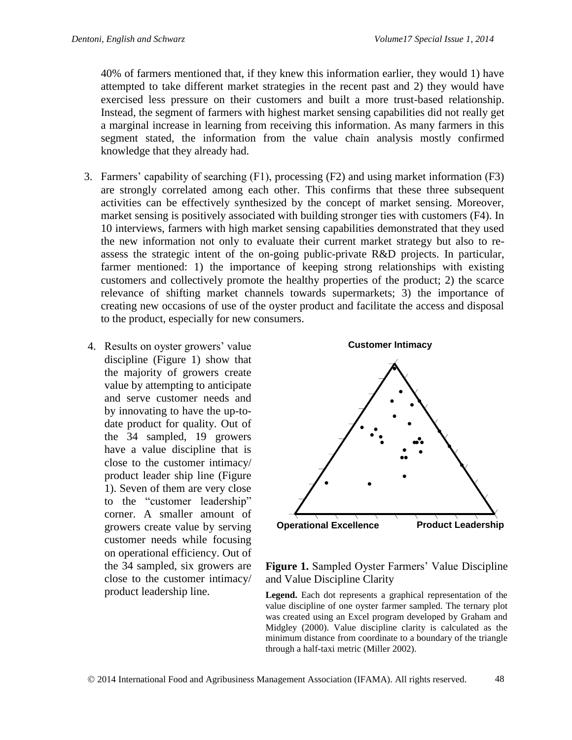40% of farmers mentioned that, if they knew this information earlier, they would 1) have attempted to take different market strategies in the recent past and 2) they would have exercised less pressure on their customers and built a more trust-based relationship. Instead, the segment of farmers with highest market sensing capabilities did not really get a marginal increase in learning from receiving this information. As many farmers in this segment stated, the information from the value chain analysis mostly confirmed knowledge that they already had.

3. Farmers' capability of searching (F1), processing (F2) and using market information (F3) are strongly correlated among each other. This confirms that these three subsequent activities can be effectively synthesized by the concept of market sensing. Moreover, market sensing is positively associated with building stronger ties with customers (F4). In 10 interviews, farmers with high market sensing capabilities demonstrated that they used the new information not only to evaluate their current market strategy but also to re-assess the strategic intent of the on-going public-private R&D projects. In particular, farmer mentioned: 1) the importance of keeping strong relationships with existing customers and collectively promote the healthy properties of the product; 2) the scarce relevance of shifting market channels towards supermarkets; 3) the importance of creating new occasions of use of the oyster product and facilitate the access and disposal to the product, especially for new consumers.

4. Results on oyster growers' value discipline (Figure 1) show that the majority of growers create value by attempting to anticipate and serve customer needs and by innovating to have the up-to-date product for quality. Out of the 34 sampled, 19 growers have a value discipline that is close to the customer intimacy/ product leader ship line (Figure 1). Seven of them are very close to the "customer leadership" corner. A smaller amount of growers create value by serving customer needs while focusing on operational efficiency. Out of the 34 sampled, six growers are close to the customer intimacy/ product leadership line.

Customer Intimacy

Operational Excellence

Product Leadership

**Figure 1.** Sampled Oyster Farmers' Value Discipline and Value Discipline Clarity

**Legend.** Each dot represents a graphical representation of the value discipline of one oyster farmer sampled. The ternary plot was created using an Excel program developed by Graham and Midgley (2000). Value discipline clarity is calculated as the minimum distance from coordinate to a boundary of the triangle through a half-taxi metric (Miller 2002).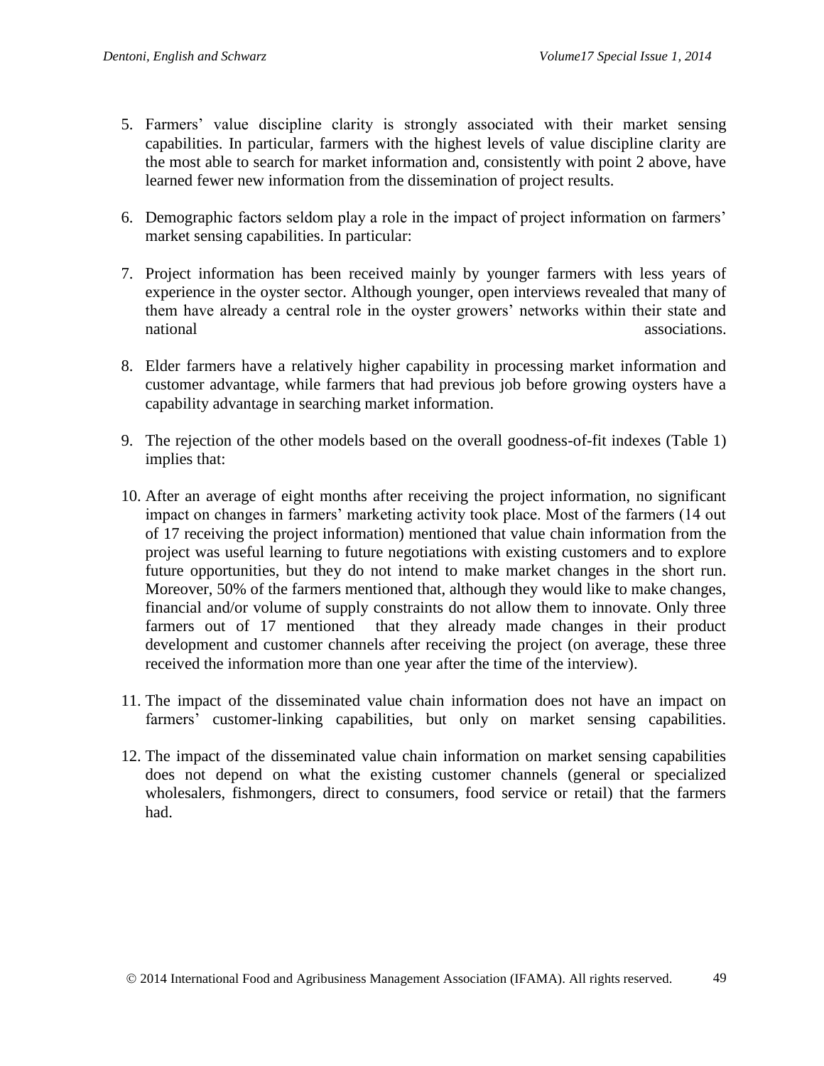5. Farmers' value discipline clarity is strongly associated with their market sensing capabilities. In particular, farmers with the highest levels of value discipline clarity are the most able to search for market information and, consistently with point 2 above, have learned fewer new information from the dissemination of project results.

6. Demographic factors seldom play a role in the impact of project information on farmers' market sensing capabilities. In particular:

7. Project information has been received mainly by younger farmers with less years of experience in the oyster sector. Although younger, open interviews revealed that many of them have already a central role in the oyster growers' networks within their state and national associations.

8. Elder farmers have a relatively higher capability in processing market information and customer advantage, while farmers that had previous job before growing oysters have a capability advantage in searching market information.

9. The rejection of the other models based on the overall goodness-of-fit indexes (Table 1) implies that:

10. After an average of eight months after receiving the project information, no significant impact on changes in farmers' marketing activity took place. Most of the farmers (14 out of 17 receiving the project information) mentioned that value chain information from the project was useful learning to future negotiations with existing customers and to explore future opportunities, but they do not intend to make market changes in the short run. Moreover, 50% of the farmers mentioned that, although they would like to make changes, financial and/or volume of supply constraints do not allow them to innovate. Only three farmers out of 17 mentioned that they already made changes in their product development and customer channels after receiving the project (on average, these three received the information more than one year after the time of the interview).

11. The impact of the disseminated value chain information does not have an impact on farmers' customer-linking capabilities, but only on market sensing capabilities.

12. The impact of the disseminated value chain information on market sensing capabilities does not depend on what the existing customer channels (general or specialized wholesalers, fishmongers, direct to consumers, food service or retail) that the farmers had.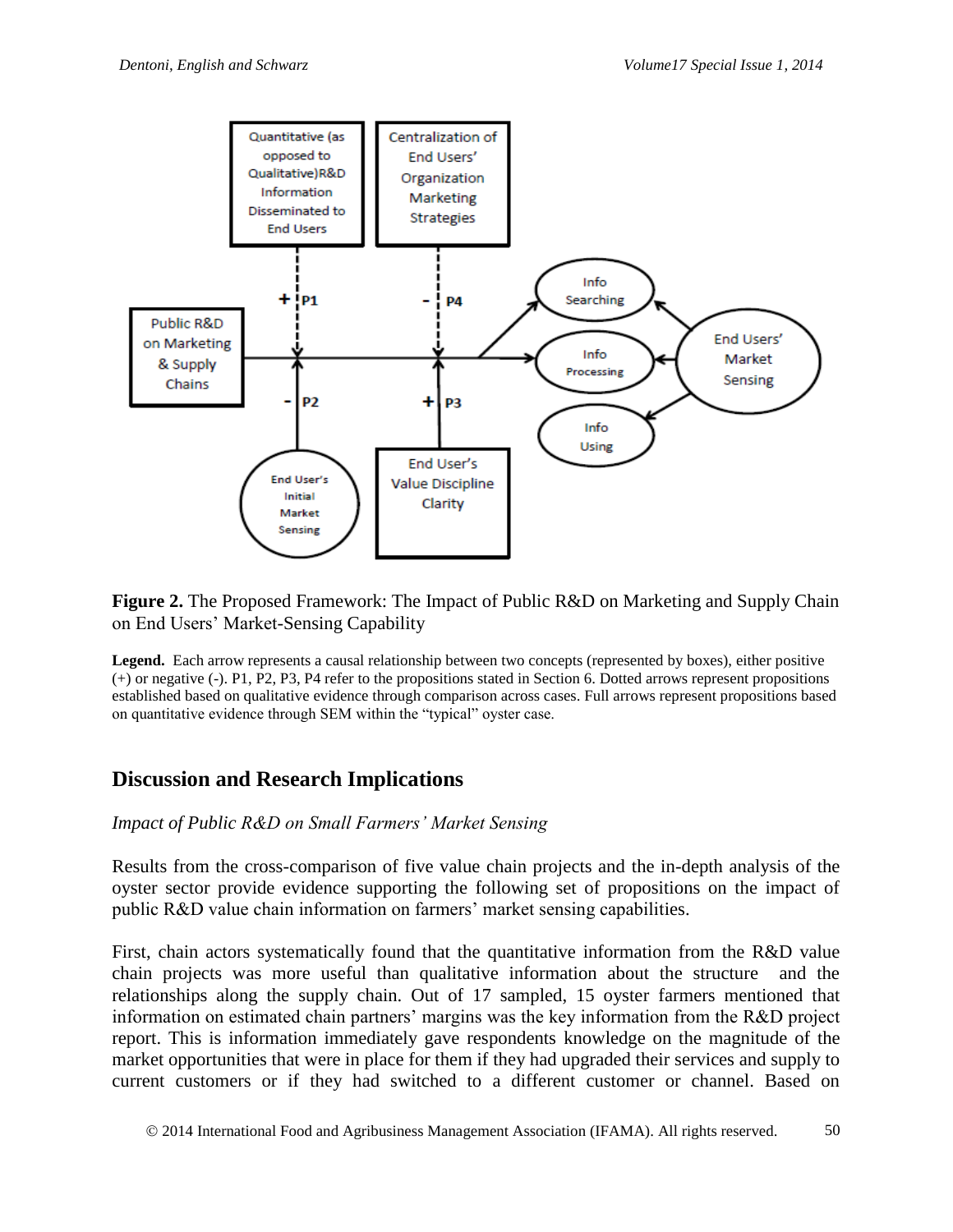**Figure 2.** The Proposed Framework: The Impact of Public R&D on Marketing and Supply Chain on End Users' Market-Sensing Capability

**Legend.** Each arrow represents a causal relationship between two concepts (represented by boxes), either positive (+) or negative (-). P1, P2, P3, P4 refer to the propositions stated in Section 6. Dotted arrows represent propositions established based on qualitative evidence through comparison across cases. Full arrows represent propositions based on quantitative evidence through SEM within the "typical" oyster case.

## Discussion and Research Implications

*Impact of Public R&D on Small Farmers' Market Sensing*

Results from the cross-comparison of five value chain projects and the in-depth analysis of the oyster sector provide evidence supporting the following set of propositions on the impact of public R&D value chain information on farmers' market sensing capabilities.

First, chain actors systematically found that the quantitative information from the R&D value chain projects was more useful than qualitative information about the structure and the relationships along the supply chain. Out of 17 sampled, 15 oyster farmers mentioned that information on estimated chain partners' margins was the key information from the R&D project report. This is information immediately gave respondents knowledge on the magnitude of the market opportunities that were in place for them if they had upgraded their services and supply to current customers or if they had switched to a different customer or channel. Based on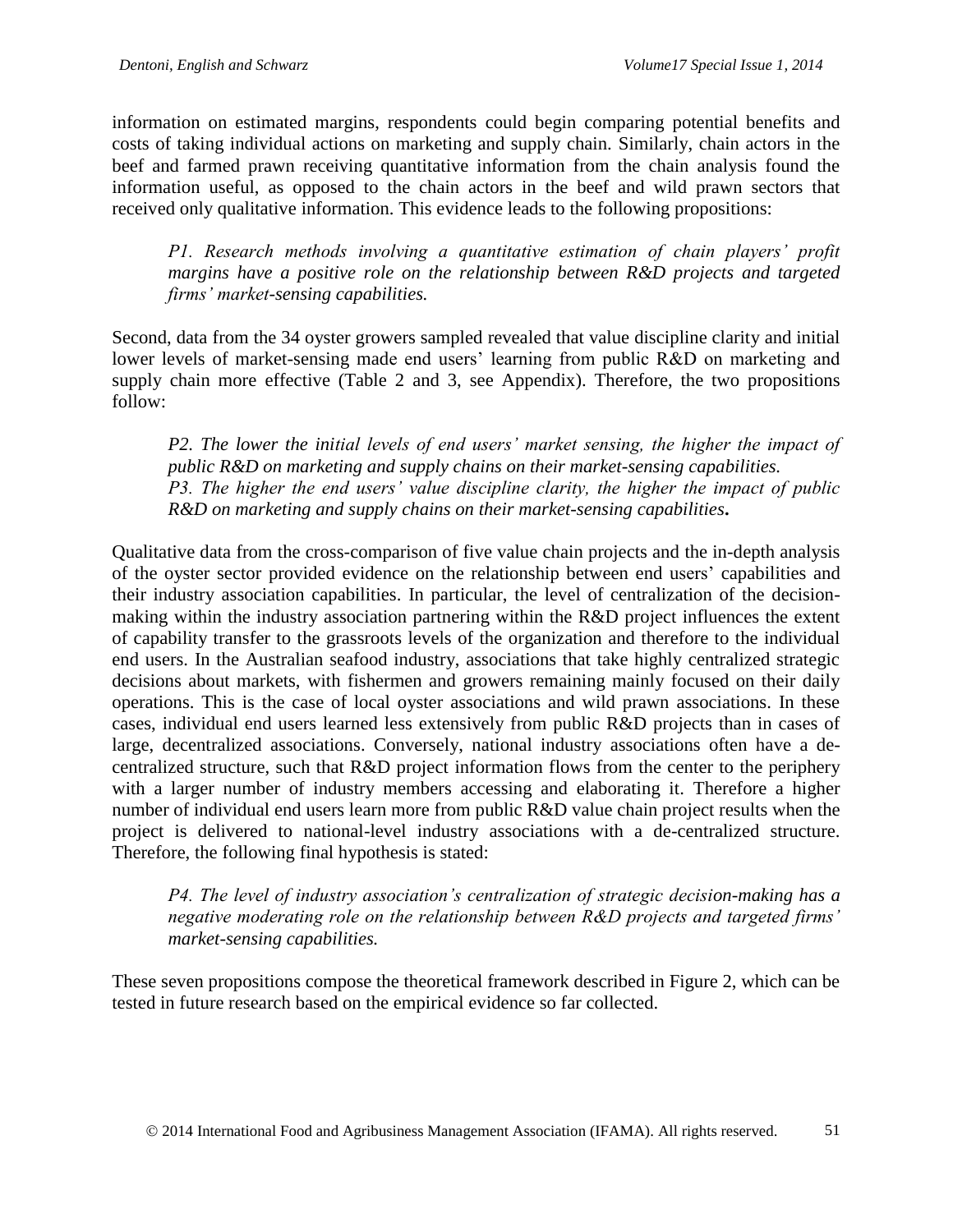information on estimated margins, respondents could begin comparing potential benefits and costs of taking individual actions on marketing and supply chain. Similarly, chain actors in the beef and farmed prawn receiving quantitative information from the chain analysis found the information useful, as opposed to the chain actors in the beef and wild prawn sectors that received only qualitative information. This evidence leads to the following propositions:

> *P1. Research methods involving a quantitative estimation of chain players' profit margins have a positive role on the relationship between R&D projects and targeted firms' market-sensing capabilities.*

Second, data from the 34 oyster growers sampled revealed that value discipline clarity and initial lower levels of market-sensing made end users' learning from public R&D on marketing and supply chain more effective (Table 2 and 3, see Appendix). Therefore, the two propositions follow:

> *P2. The lower the initial levels of end users' market sensing, the higher the impact of public R&D on marketing and supply chains on their market-sensing capabilities.*
> *P3. The higher the end users' value discipline clarity, the higher the impact of public R&D on marketing and supply chains on their market-sensing capabilities.*

Qualitative data from the cross-comparison of five value chain projects and the in-depth analysis of the oyster sector provided evidence on the relationship between end users' capabilities and their industry association capabilities. In particular, the level of centralization of the decision-making within the industry association partnering within the R&D project influences the extent of capability transfer to the grassroots levels of the organization and therefore to the individual end users. In the Australian seafood industry, associations that take highly centralized strategic decisions about markets, with fishermen and growers remaining mainly focused on their daily operations. This is the case of local oyster associations and wild prawn associations. In these cases, individual end users learned less extensively from public R&D projects than in cases of large, decentralized associations. Conversely, national industry associations often have a de-centralized structure, such that R&D project information flows from the center to the periphery with a larger number of industry members accessing and elaborating it. Therefore a higher number of individual end users learn more from public R&D value chain project results when the project is delivered to national-level industry associations with a de-centralized structure. Therefore, the following final hypothesis is stated:

> *P4. The level of industry association's centralization of strategic decision-making has a negative moderating role on the relationship between R&D projects and targeted firms' market-sensing capabilities.*

These seven propositions compose the theoretical framework described in Figure 2, which can be tested in future research based on the empirical evidence so far collected.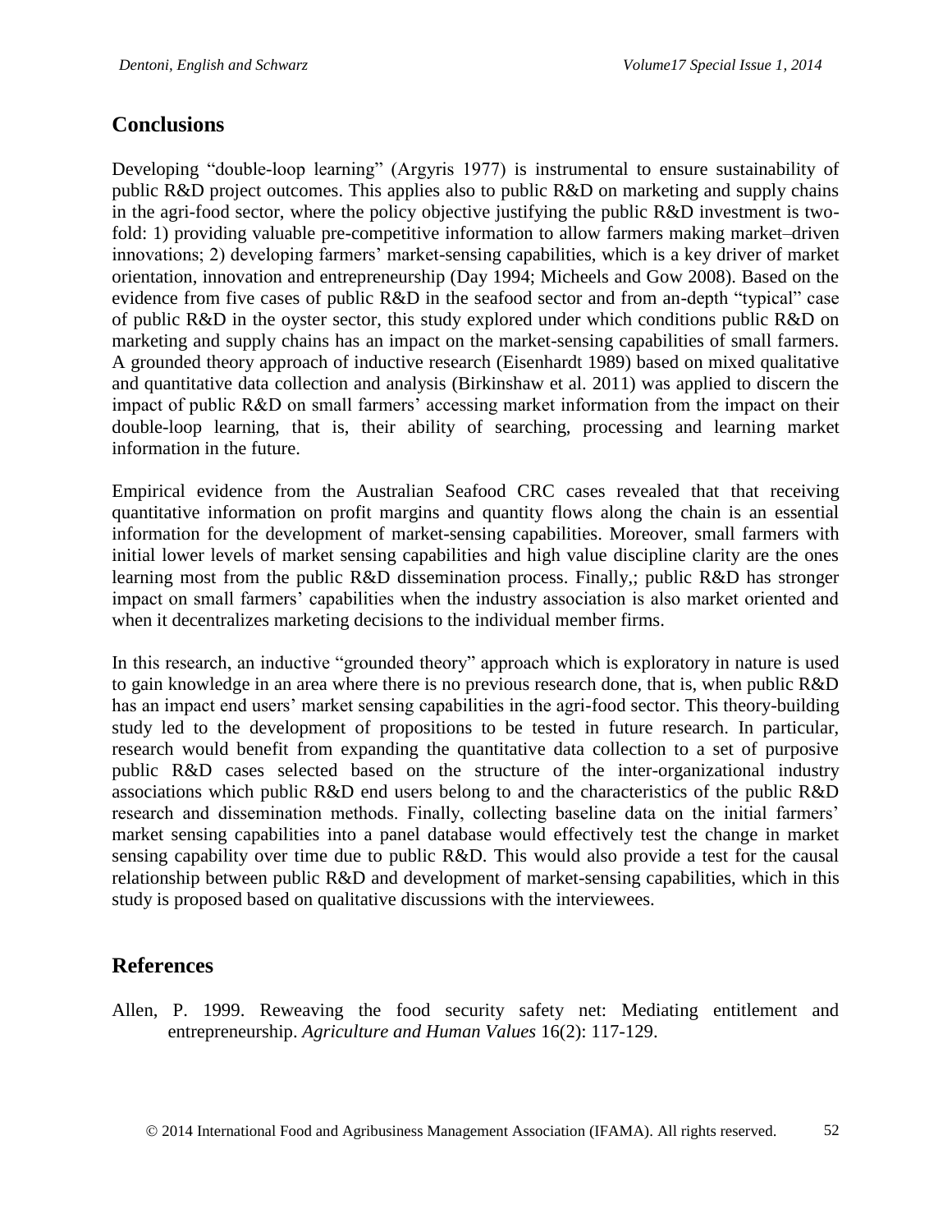## Conclusions

Developing "double-loop learning" (Argyris 1977) is instrumental to ensure sustainability of public R&D project outcomes. This applies also to public R&D on marketing and supply chains in the agri-food sector, where the policy objective justifying the public R&D investment is two-fold: 1) providing valuable pre-competitive information to allow farmers making market–driven innovations; 2) developing farmers' market-sensing capabilities, which is a key driver of market orientation, innovation and entrepreneurship (Day 1994; Micheels and Gow 2008). Based on the evidence from five cases of public R&D in the seafood sector and from an-depth "typical" case of public R&D in the oyster sector, this study explored under which conditions public R&D on marketing and supply chains has an impact on the market-sensing capabilities of small farmers. A grounded theory approach of inductive research (Eisenhardt 1989) based on mixed qualitative and quantitative data collection and analysis (Birkinshaw et al. 2011) was applied to discern the impact of public R&D on small farmers' accessing market information from the impact on their double-loop learning, that is, their ability of searching, processing and learning market information in the future.

Empirical evidence from the Australian Seafood CRC cases revealed that that receiving quantitative information on profit margins and quantity flows along the chain is an essential information for the development of market-sensing capabilities. Moreover, small farmers with initial lower levels of market sensing capabilities and high value discipline clarity are the ones learning most from the public R&D dissemination process. Finally,; public R&D has stronger impact on small farmers' capabilities when the industry association is also market oriented and when it decentralizes marketing decisions to the individual member firms.

In this research, an inductive "grounded theory" approach which is exploratory in nature is used to gain knowledge in an area where there is no previous research done, that is, when public R&D has an impact end users' market sensing capabilities in the agri-food sector. This theory-building study led to the development of propositions to be tested in future research. In particular, research would benefit from expanding the quantitative data collection to a set of purposive public R&D cases selected based on the structure of the inter-organizational industry associations which public R&D end users belong to and the characteristics of the public R&D research and dissemination methods. Finally, collecting baseline data on the initial farmers' market sensing capabilities into a panel database would effectively test the change in market sensing capability over time due to public R&D. This would also provide a test for the causal relationship between public R&D and development of market-sensing capabilities, which in this study is proposed based on qualitative discussions with the interviewees.

## References

Allen, P. 1999. Reweaving the food security safety net: Mediating entitlement and entrepreneurship. *Agriculture and Human Values* 16(2): 117-129.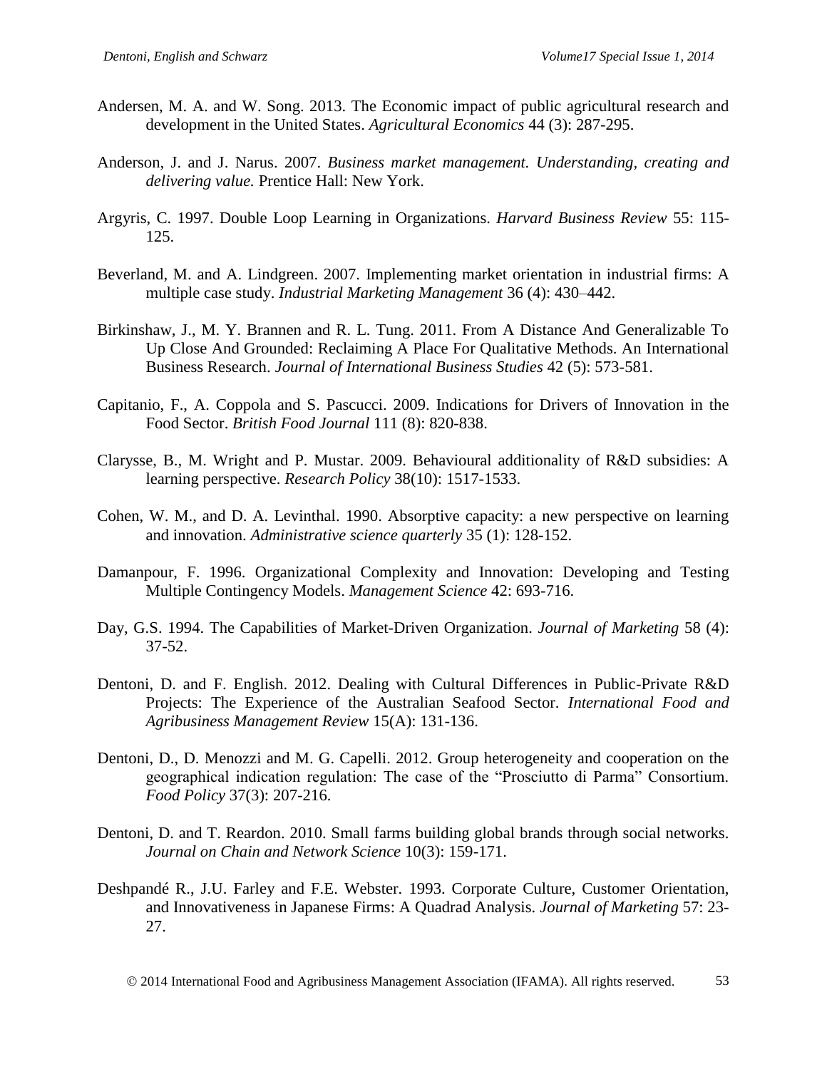Andersen, M. A. and W. Song. 2013. The Economic impact of public agricultural research and development in the United States. *Agricultural Economics* 44 (3): 287-295.

Anderson, J. and J. Narus. 2007. *Business market management. Understanding, creating and delivering value.* Prentice Hall: New York.

Argyris, C. 1997. Double Loop Learning in Organizations. *Harvard Business Review* 55: 115-125.

Beverland, M. and A. Lindgreen. 2007. Implementing market orientation in industrial firms: A multiple case study. *Industrial Marketing Management* 36 (4): 430–442.

Birkinshaw, J., M. Y. Brannen and R. L. Tung. 2011. From A Distance And Generalizable To Up Close And Grounded: Reclaiming A Place For Qualitative Methods. An International Business Research. *Journal of International Business Studies* 42 (5): 573-581.

Capitanio, F., A. Coppola and S. Pascucci. 2009. Indications for Drivers of Innovation in the Food Sector. *British Food Journal* 111 (8): 820-838.

Clarysse, B., M. Wright and P. Mustar. 2009. Behavioural additionality of R&D subsidies: A learning perspective. *Research Policy* 38(10): 1517-1533.

Cohen, W. M., and D. A. Levinthal. 1990. Absorptive capacity: a new perspective on learning and innovation. *Administrative science quarterly* 35 (1): 128-152.

Damanpour, F. 1996. Organizational Complexity and Innovation: Developing and Testing Multiple Contingency Models. *Management Science* 42: 693-716.

Day, G.S. 1994. The Capabilities of Market-Driven Organization. *Journal of Marketing* 58 (4): 37-52.

Dentoni, D. and F. English. 2012. Dealing with Cultural Differences in Public-Private R&D Projects: The Experience of the Australian Seafood Sector. *International Food and Agribusiness Management Review* 15(A): 131-136.

Dentoni, D., D. Menozzi and M. G. Capelli. 2012. Group heterogeneity and cooperation on the geographical indication regulation: The case of the "Prosciutto di Parma" Consortium. *Food Policy* 37(3): 207-216.

Dentoni, D. and T. Reardon. 2010. Small farms building global brands through social networks. *Journal on Chain and Network Science* 10(3): 159-171.

Deshpandé R., J.U. Farley and F.E. Webster. 1993. Corporate Culture, Customer Orientation, and Innovativeness in Japanese Firms: A Quadrad Analysis. *Journal of Marketing* 57: 23-27.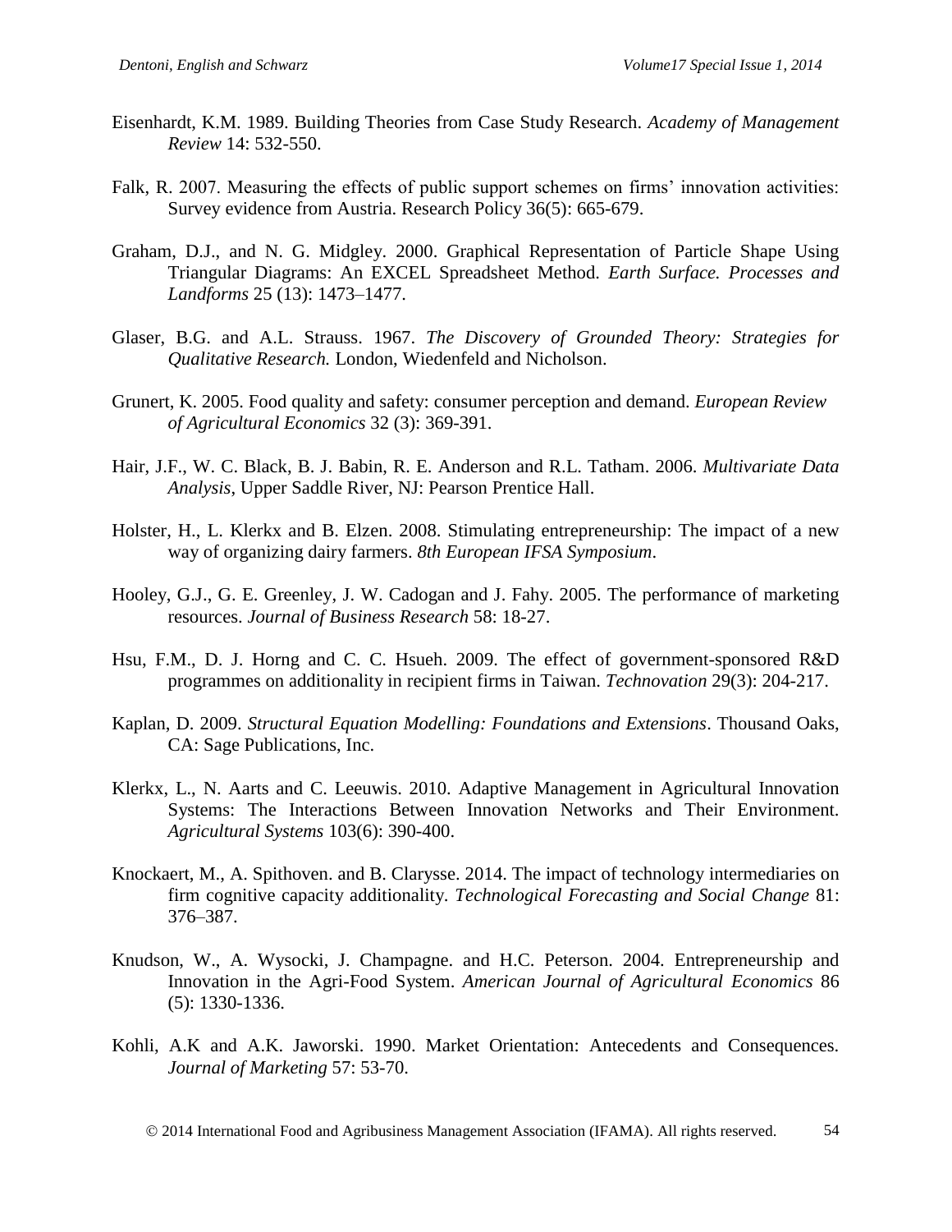Eisenhardt, K.M. 1989. Building Theories from Case Study Research. *Academy of Management Review* 14: 532-550.

Falk, R. 2007. Measuring the effects of public support schemes on firms' innovation activities: Survey evidence from Austria. Research Policy 36(5): 665-679.

Graham, D.J., and N. G. Midgley. 2000. Graphical Representation of Particle Shape Using Triangular Diagrams: An EXCEL Spreadsheet Method. *Earth Surface. Processes and Landforms* 25 (13): 1473–1477.

Glaser, B.G. and A.L. Strauss. 1967. *The Discovery of Grounded Theory: Strategies for Qualitative Research.* London, Wiedenfeld and Nicholson.

Grunert, K. 2005. Food quality and safety: consumer perception and demand. *European Review of Agricultural Economics* 32 (3): 369-391.

Hair, J.F., W. C. Black, B. J. Babin, R. E. Anderson and R.L. Tatham. 2006. *Multivariate Data Analysis*, Upper Saddle River, NJ: Pearson Prentice Hall.

Holster, H., L. Klerkx and B. Elzen. 2008. Stimulating entrepreneurship: The impact of a new way of organizing dairy farmers. *8th European IFSA Symposium*.

Hooley, G.J., G. E. Greenley, J. W. Cadogan and J. Fahy. 2005. The performance of marketing resources. *Journal of Business Research* 58: 18-27.

Hsu, F.M., D. J. Horng and C. C. Hsueh. 2009. The effect of government-sponsored R&D programmes on additionality in recipient firms in Taiwan. *Technovation* 29(3): 204-217.

Kaplan, D. 2009. *Structural Equation Modelling: Foundations and Extensions*. Thousand Oaks, CA: Sage Publications, Inc.

Klerkx, L., N. Aarts and C. Leeuwis. 2010. Adaptive Management in Agricultural Innovation Systems: The Interactions Between Innovation Networks and Their Environment. *Agricultural Systems* 103(6): 390-400.

Knockaert, M., A. Spithoven. and B. Clarysse. 2014. The impact of technology intermediaries on firm cognitive capacity additionality. *Technological Forecasting and Social Change* 81: 376–387.

Knudson, W., A. Wysocki, J. Champagne. and H.C. Peterson. 2004. Entrepreneurship and Innovation in the Agri-Food System. *American Journal of Agricultural Economics* 86 (5): 1330-1336.

Kohli, A.K and A.K. Jaworski. 1990. Market Orientation: Antecedents and Consequences. *Journal of Marketing* 57: 53-70.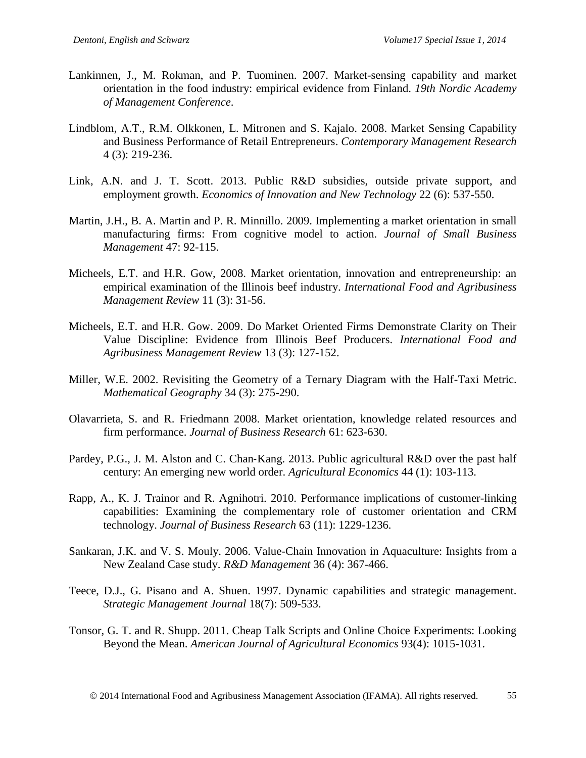Lankinnen, J., M. Rokman, and P. Tuominen. 2007. Market-sensing capability and market orientation in the food industry: empirical evidence from Finland. *19th Nordic Academy of Management Conference*.

Lindblom, A.T., R.M. Olkkonen, L. Mitronen and S. Kajalo. 2008. Market Sensing Capability and Business Performance of Retail Entrepreneurs. *Contemporary Management Research* 4 (3): 219-236.

Link, A.N. and J. T. Scott. 2013. Public R&D subsidies, outside private support, and employment growth. *Economics of Innovation and New Technology* 22 (6): 537-550.

Martin, J.H., B. A. Martin and P. R. Minnillo. 2009. Implementing a market orientation in small manufacturing firms: From cognitive model to action. *Journal of Small Business Management* 47: 92-115.

Micheels, E.T. and H.R. Gow, 2008. Market orientation, innovation and entrepreneurship: an empirical examination of the Illinois beef industry. *International Food and Agribusiness Management Review* 11 (3): 31-56.

Micheels, E.T. and H.R. Gow. 2009. Do Market Oriented Firms Demonstrate Clarity on Their Value Discipline: Evidence from Illinois Beef Producers. *International Food and Agribusiness Management Review* 13 (3): 127-152.

Miller, W.E. 2002. Revisiting the Geometry of a Ternary Diagram with the Half-Taxi Metric. *Mathematical Geography* 34 (3): 275-290.

Olavarrieta, S. and R. Friedmann 2008. Market orientation, knowledge related resources and firm performance. *Journal of Business Research* 61: 623-630.

Pardey, P.G., J. M. Alston and C. Chan-Kang. 2013. Public agricultural R&D over the past half century: An emerging new world order. *Agricultural Economics* 44 (1): 103-113.

Rapp, A., K. J. Trainor and R. Agnihotri. 2010. Performance implications of customer-linking capabilities: Examining the complementary role of customer orientation and CRM technology. *Journal of Business Research* 63 (11): 1229-1236.

Sankaran, J.K. and V. S. Mouly. 2006. Value-Chain Innovation in Aquaculture: Insights from a New Zealand Case study. *R&D Management* 36 (4): 367-466.

Teece, D.J., G. Pisano and A. Shuen. 1997. Dynamic capabilities and strategic management. *Strategic Management Journal* 18(7): 509-533.

Tonsor, G. T. and R. Shupp. 2011. Cheap Talk Scripts and Online Choice Experiments: Looking Beyond the Mean. *American Journal of Agricultural Economics* 93(4): 1015-1031.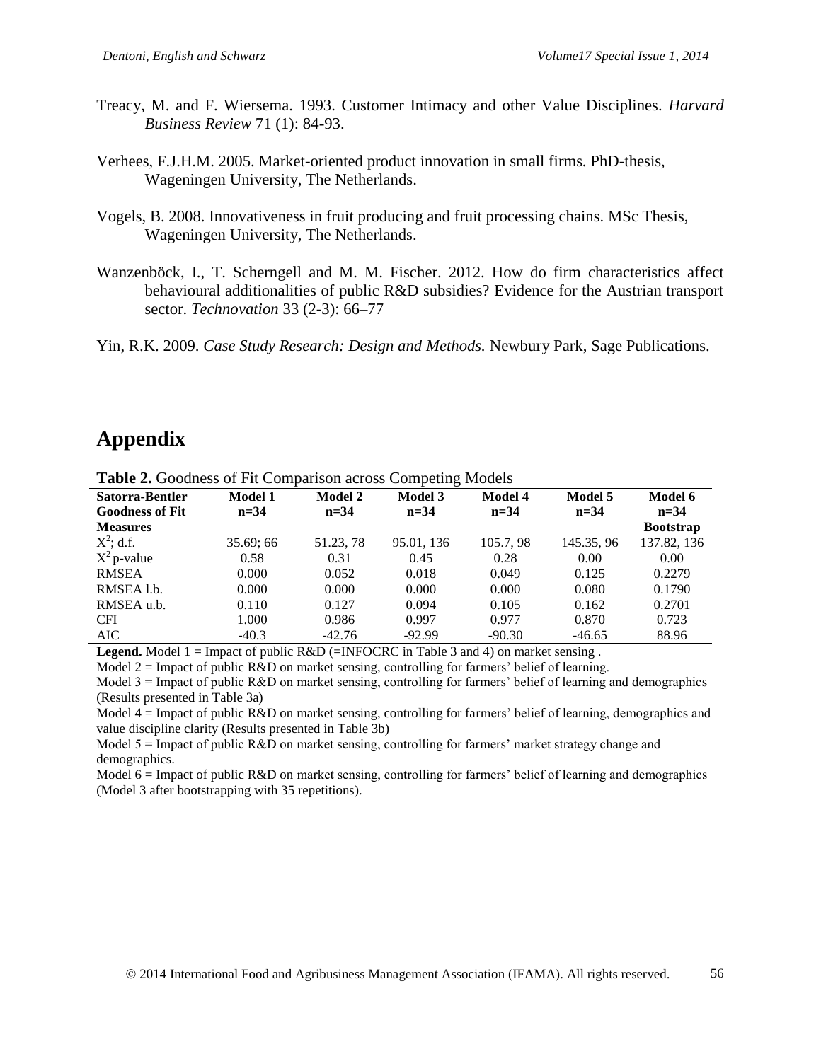Treacy, M. and F. Wiersema. 1993. Customer Intimacy and other Value Disciplines. *Harvard Business Review* 71 (1): 84-93.

Verhees, F.J.H.M. 2005. Market-oriented product innovation in small firms. PhD-thesis, Wageningen University, The Netherlands.

Vogels, B. 2008. Innovativeness in fruit producing and fruit processing chains. MSc Thesis, Wageningen University, The Netherlands.

Wanzenböck, I., T. Scherngell and M. M. Fischer. 2012. How do firm characteristics affect behavioural additionalities of public R&D subsidies? Evidence for the Austrian transport sector. *Technovation* 33 (2-3): 66–77

Yin, R.K. 2009. *Case Study Research: Design and Methods.* Newbury Park, Sage Publications.

# Appendix

**Table 2.** Goodness of Fit Comparison across Competing Models

| Satorra-Bentler Goodness of Fit Measures | Model 1 n=34 | Model 2 n=34 | Model 3 n=34 | Model 4 n=34 | Model 5 n=34 | Model 6 n=34 Bootstrap |
|---|---|---|---|---|---|---|
| $X^2$; d.f. | 35.69; 66 | 51.23, 78 | 95.01, 136 | 105.7, 98 | 145.35, 96 | 137.82, 136 |
| $X^2$ p-value | 0.58 | 0.31 | 0.45 | 0.28 | 0.00 | 0.00 |
| RMSEA | 0.000 | 0.052 | 0.018 | 0.049 | 0.125 | 0.2279 |
| RMSEA l.b. | 0.000 | 0.000 | 0.000 | 0.000 | 0.080 | 0.1790 |
| RMSEA u.b. | 0.110 | 0.127 | 0.094 | 0.105 | 0.162 | 0.2701 |
| CFI | 1.000 | 0.986 | 0.997 | 0.977 | 0.870 | 0.723 |
| AIC | -40.3 | -42.76 | -92.99 | -90.30 | -46.65 | 88.96 |

**Legend.** Model 1 = Impact of public R&D (=INFOCRC in Table 3 and 4) on market sensing .

Model 2 = Impact of public R&D on market sensing, controlling for farmers' belief of learning.

Model 3 = Impact of public R&D on market sensing, controlling for farmers' belief of learning and demographics (Results presented in Table 3a)

Model 4 = Impact of public R&D on market sensing, controlling for farmers' belief of learning, demographics and value discipline clarity (Results presented in Table 3b)

Model 5 = Impact of public R&D on market sensing, controlling for farmers' market strategy change and demographics.

Model 6 = Impact of public R&D on market sensing, controlling for farmers' belief of learning and demographics (Model 3 after bootstrapping with 35 repetitions).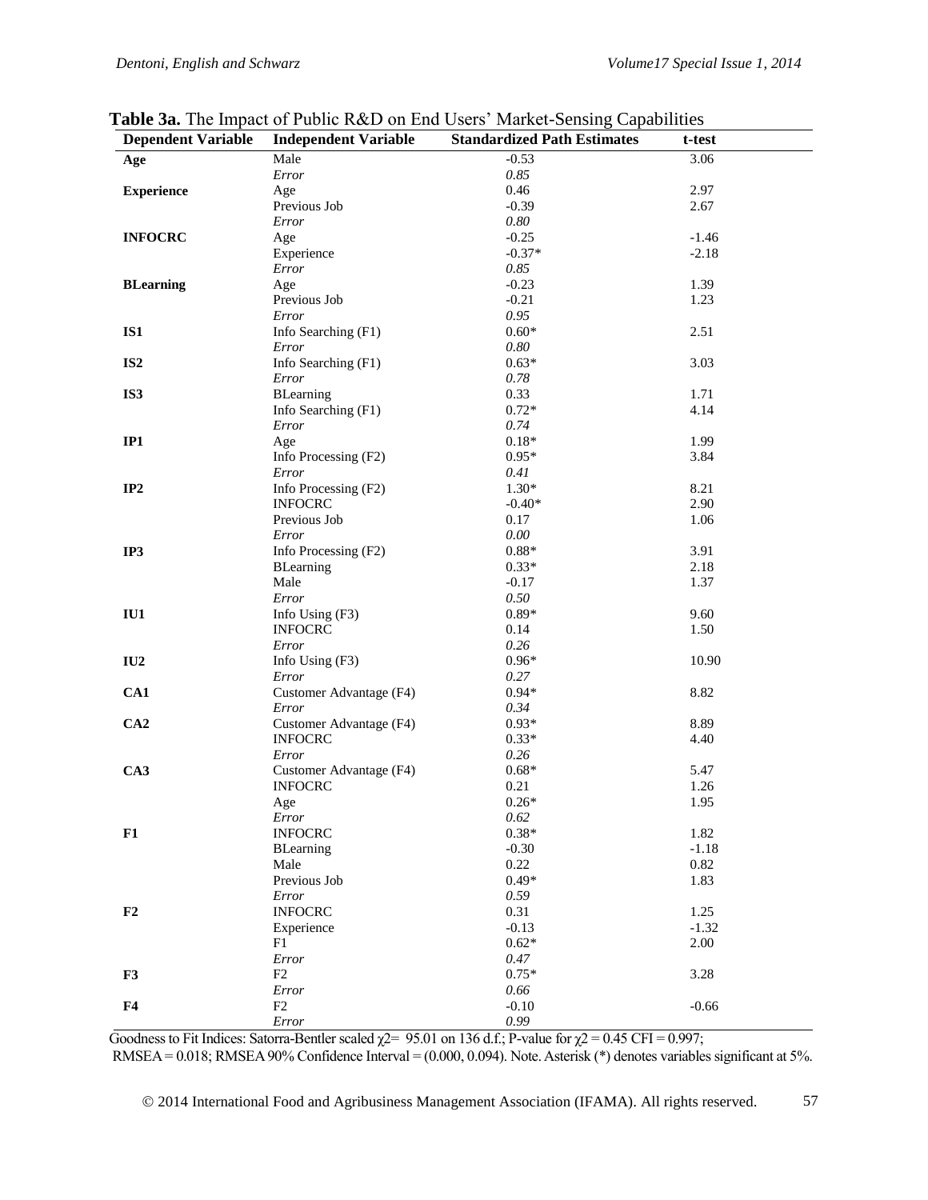**Table 3a.** The Impact of Public R&D on End Users' Market-Sensing Capabilities

| Dependent Variable | Independent Variable | Standardized Path Estimates | t-test |
|---|---|---|---|
| **Age** | Male | -0.53 | 3.06 |
| | *Error* | *0.85* | |
| **Experience** | Age | 0.46 | 2.97 |
| | Previous Job | -0.39 | 2.67 |
| | *Error* | *0.80* | |
| **INFOCRC** | Age | -0.25 | -1.46 |
| | Experience | -0.37* | -2.18 |
| | *Error* | *0.85* | |
| **BLearning** | Age | -0.23 | 1.39 |
| | Previous Job | -0.21 | 1.23 |
| | *Error* | *0.95* | |
| **IS1** | Info Searching (F1) | 0.60* | 2.51 |
| | *Error* | *0.80* | |
| **IS2** | Info Searching (F1) | 0.63* | 3.03 |
| | *Error* | *0.78* | |
| **IS3** | BLearning | 0.33 | 1.71 |
| | Info Searching (F1) | 0.72* | 4.14 |
| | *Error* | *0.74* | |
| **IP1** | Age | 0.18* | 1.99 |
| | Info Processing (F2) | 0.95* | 3.84 |
| | *Error* | *0.41* | |
| **IP2** | Info Processing (F2) | 1.30* | 8.21 |
| | INFOCRC | -0.40* | 2.90 |
| | Previous Job | 0.17 | 1.06 |
| | *Error* | *0.00* | |
| **IP3** | Info Processing (F2) | 0.88* | 3.91 |
| | BLearning | 0.33* | 2.18 |
| | Male | -0.17 | 1.37 |
| | *Error* | *0.50* | |
| **IU1** | Info Using (F3) | 0.89* | 9.60 |
| | INFOCRC | 0.14 | 1.50 |
| | *Error* | *0.26* | |
| **IU2** | Info Using (F3) | 0.96* | 10.90 |
| | *Error* | *0.27* | |
| **CA1** | Customer Advantage (F4) | 0.94* | 8.82 |
| | *Error* | *0.34* | |
| **CA2** | Customer Advantage (F4) | 0.93* | 8.89 |
| | INFOCRC | 0.33* | 4.40 |
| | *Error* | *0.26* | |
| **CA3** | Customer Advantage (F4) | 0.68* | 5.47 |
| | INFOCRC | 0.21 | 1.26 |
| | Age | 0.26* | 1.95 |
| | *Error* | *0.62* | |
| **F1** | INFOCRC | 0.38* | 1.82 |
| | BLearning | -0.30 | -1.18 |
| | Male | 0.22 | 0.82 |
| | Previous Job | 0.49* | 1.83 |
| | *Error* | *0.59* | |
| **F2** | INFOCRC | 0.31 | 1.25 |
| | Experience | -0.13 | -1.32 |
| | F1 | 0.62* | 2.00 |
| | *Error* | *0.47* | |
| **F3** | F2 | 0.75* | 3.28 |
| | *Error* | *0.66* | |
| **F4** | F2 | -0.10 | -0.66 |
| | *Error* | *0.99* | |

Goodness to Fit Indices: Satorra-Bentler scaled $\chi 2$= 95.01 on 136 d.f.; P-value for $\chi 2$ = 0.45 CFI = 0.997; RMSEA = 0.018; RMSEA 90% Confidence Interval = (0.000, 0.094). Note. Asterisk (*) denotes variables significant at 5%.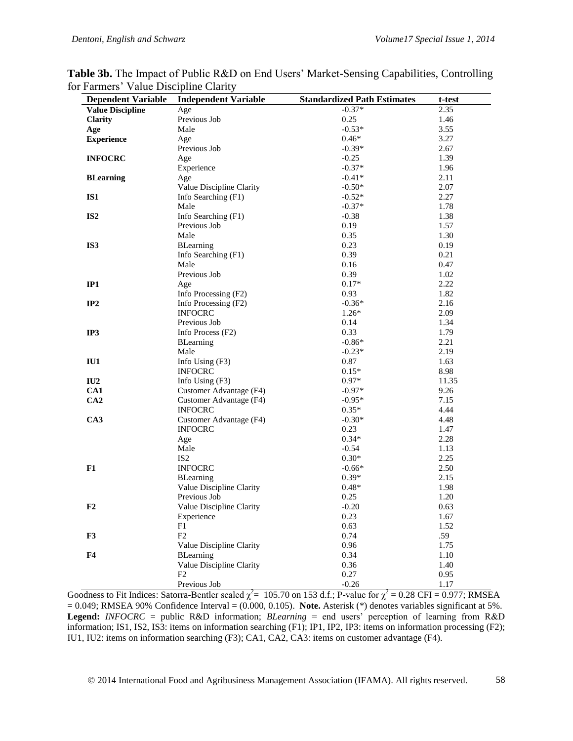**Table 3b.** The Impact of Public R&D on End Users' Market-Sensing Capabilities, Controlling for Farmers' Value Discipline Clarity

| Dependent Variable | Independent Variable | Standardized Path Estimates | t-test |
|---|---|---|---|
| **Value Discipline Clarity** | Age | -0.37* | 2.35 |
| | Previous Job | 0.25 | 1.46 |
| **Age** | Male | -0.53* | 3.55 |
| **Experience** | Age | 0.46* | 3.27 |
| | Previous Job | -0.39* | 2.67 |
| **INFOCRC** | Age | -0.25 | 1.39 |
| | Experience | -0.37* | 1.96 |
| **BLearning** | Age | -0.41* | 2.11 |
| | Value Discipline Clarity | -0.50* | 2.07 |
| **IS1** | Info Searching (F1) | -0.52* | 2.27 |
| | Male | -0.37* | 1.78 |
| **IS2** | Info Searching (F1) | -0.38 | 1.38 |
| | Previous Job | 0.19 | 1.57 |
| | Male | 0.35 | 1.30 |
| **IS3** | BLearning | 0.23 | 0.19 |
| | Info Searching (F1) | 0.39 | 0.21 |
| | Male | 0.16 | 0.47 |
| | Previous Job | 0.39 | 1.02 |
| **IP1** | Age | 0.17* | 2.22 |
| | Info Processing (F2) | 0.93 | 1.82 |
| **IP2** | Info Processing (F2) | -0.36* | 2.16 |
| | INFOCRC | 1.26* | 2.09 |
| | Previous Job | 0.14 | 1.34 |
| **IP3** | Info Process (F2) | 0.33 | 1.79 |
| | BLearning | -0.86* | 2.21 |
| | Male | -0.23* | 2.19 |
| **IU1** | Info Using (F3) | 0.87 | 1.63 |
| | INFOCRC | 0.15* | 8.98 |
| **IU2** | Info Using (F3) | 0.97* | 11.35 |
| **CA1** | Customer Advantage (F4) | -0.97* | 9.26 |
| **CA2** | Customer Advantage (F4) | -0.95* | 7.15 |
| | INFOCRC | 0.35* | 4.44 |
| **CA3** | Customer Advantage (F4) | -0.30* | 4.48 |
| | INFOCRC | 0.23 | 1.47 |
| | Age | 0.34* | 2.28 |
| | Male | -0.54 | 1.13 |
| | IS2 | 0.30* | 2.25 |
| **F1** | INFOCRC | -0.66* | 2.50 |
| | BLearning | 0.39* | 2.15 |
| | Value Discipline Clarity | 0.48* | 1.98 |
| | Previous Job | 0.25 | 1.20 |
| **F2** | Value Discipline Clarity | -0.20 | 0.63 |
| | Experience | 0.23 | 1.67 |
| | F1 | 0.63 | 1.52 |
| **F3** | F2 | 0.74 | .59 |
| | Value Discipline Clarity | 0.96 | 1.75 |
| **F4** | BLearning | 0.34 | 1.10 |
| | Value Discipline Clarity | 0.36 | 1.40 |
| | F2 | 0.27 | 0.95 |
| | Previous Job | -0.26 | 1.17 |

Goodness to Fit Indices: Satorra-Bentler scaled $\chi^2$= 105.70 on 153 d.f.; P-value for $\chi^2$ = 0.28 CFI = 0.977; RMSEA = 0.049; RMSEA 90% Confidence Interval = (0.000, 0.105). **Note.** Asterisk (*) denotes variables significant at 5%.
**Legend:** *INFOCRC* = public R&D information; *BLearning* = end users' perception of learning from R&D information; IS1, IS2, IS3: items on information searching (F1); IP1, IP2, IP3: items on information processing (F2); IU1, IU2: items on information searching (F3); CA1, CA2, CA3: items on customer advantage (F4).